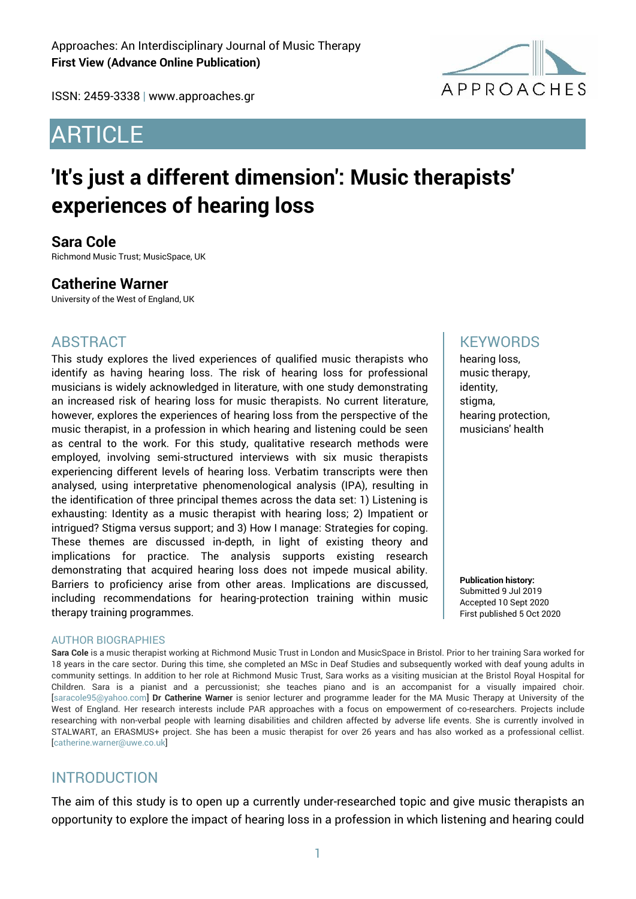Approaches: An Interdisciplinary Journal of Music Therapy
**First View (Advance Online Publication)**

ISSN: 2459-3338 | www.approaches.gr

# ARTICLE

# 'It's just a different dimension': Music therapists' experiences of hearing loss

## Sara Cole

Richmond Music Trust; MusicSpace, UK

## Catherine Warner

University of the West of England, UK

## ABSTRACT

This study explores the lived experiences of qualified music therapists who identify as having hearing loss. The risk of hearing loss for professional musicians is widely acknowledged in literature, with one study demonstrating an increased risk of hearing loss for music therapists. No current literature, however, explores the experiences of hearing loss from the perspective of the music therapist, in a profession in which hearing and listening could be seen as central to the work. For this study, qualitative research methods were employed, involving semi-structured interviews with six music therapists experiencing different levels of hearing loss. Verbatim transcripts were then analysed, using interpretative phenomenological analysis (IPA), resulting in the identification of three principal themes across the data set: 1) Listening is exhausting: Identity as a music therapist with hearing loss; 2) Impatient or intrigued? Stigma versus support; and 3) How I manage: Strategies for coping. These themes are discussed in-depth, in light of existing theory and implications for practice. The analysis supports existing research demonstrating that acquired hearing loss does not impede musical ability. Barriers to proficiency arise from other areas. Implications are discussed, including recommendations for hearing-protection training within music therapy training programmes.

## KEYWORDS

hearing loss,
music therapy,
identity,
stigma,
hearing protection,
musicians' health

**Publication history:**
Submitted 9 Jul 2019
Accepted 10 Sept 2020
First published 5 Oct 2020

## AUTHOR BIOGRAPHIES

**Sara Cole** is a music therapist working at Richmond Music Trust in London and MusicSpace in Bristol. Prior to her training Sara worked for 18 years in the care sector. During this time, she completed an MSc in Deaf Studies and subsequently worked with deaf young adults in community settings. In addition to her role at Richmond Music Trust, Sara works as a visiting musician at the Bristol Royal Hospital for Children. Sara is a pianist and a percussionist; she teaches piano and is an accompanist for a visually impaired choir. [saracole95@yahoo.com] **Dr Catherine Warner** is senior lecturer and programme leader for the MA Music Therapy at University of the West of England. Her research interests include PAR approaches with a focus on empowerment of co-researchers. Projects include researching with non-verbal people with learning disabilities and children affected by adverse life events. She is currently involved in STALWART, an ERASMUS+ project. She has been a music therapist for over 26 years and has also worked as a professional cellist. [catherine.warner@uwe.co.uk]

## INTRODUCTION

The aim of this study is to open up a currently under-researched topic and give music therapists an opportunity to explore the impact of hearing loss in a profession in which listening and hearing could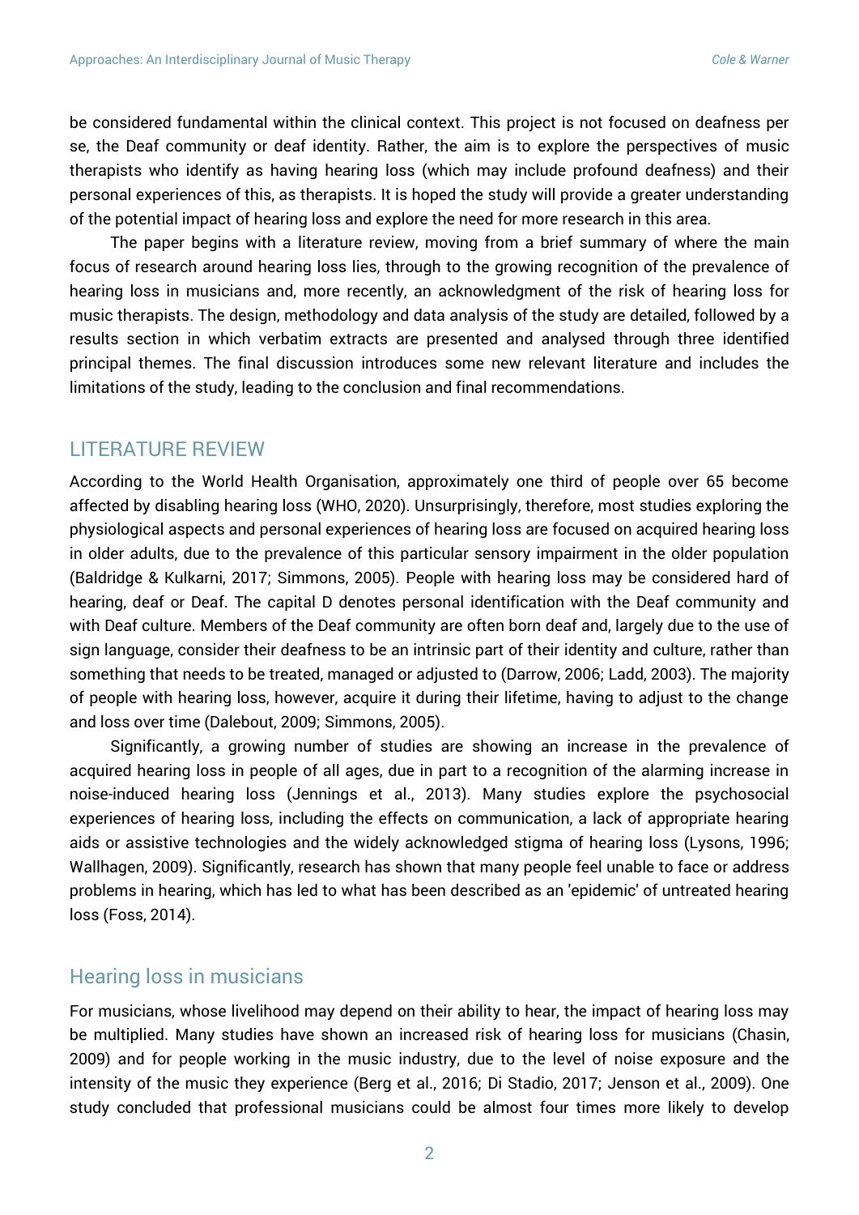be considered fundamental within the clinical context. This project is not focused on deafness per se, the Deaf community or deaf identity. Rather, the aim is to explore the perspectives of music therapists who identify as having hearing loss (which may include profound deafness) and their personal experiences of this, as therapists. It is hoped the study will provide a greater understanding of the potential impact of hearing loss and explore the need for more research in this area.

The paper begins with a literature review, moving from a brief summary of where the main focus of research around hearing loss lies, through to the growing recognition of the prevalence of hearing loss in musicians and, more recently, an acknowledgment of the risk of hearing loss for music therapists. The design, methodology and data analysis of the study are detailed, followed by a results section in which verbatim extracts are presented and analysed through three identified principal themes. The final discussion introduces some new relevant literature and includes the limitations of the study, leading to the conclusion and final recommendations.

## LITERATURE REVIEW

According to the World Health Organisation, approximately one third of people over 65 become affected by disabling hearing loss (WHO, 2020). Unsurprisingly, therefore, most studies exploring the physiological aspects and personal experiences of hearing loss are focused on acquired hearing loss in older adults, due to the prevalence of this particular sensory impairment in the older population (Baldridge & Kulkarni, 2017; Simmons, 2005). People with hearing loss may be considered hard of hearing, deaf or Deaf. The capital D denotes personal identification with the Deaf community and with Deaf culture. Members of the Deaf community are often born deaf and, largely due to the use of sign language, consider their deafness to be an intrinsic part of their identity and culture, rather than something that needs to be treated, managed or adjusted to (Darrow, 2006; Ladd, 2003). The majority of people with hearing loss, however, acquire it during their lifetime, having to adjust to the change and loss over time (Dalebout, 2009; Simmons, 2005).

Significantly, a growing number of studies are showing an increase in the prevalence of acquired hearing loss in people of all ages, due in part to a recognition of the alarming increase in noise-induced hearing loss (Jennings et al., 2013). Many studies explore the psychosocial experiences of hearing loss, including the effects on communication, a lack of appropriate hearing aids or assistive technologies and the widely acknowledged stigma of hearing loss (Lysons, 1996; Wallhagen, 2009). Significantly, research has shown that many people feel unable to face or address problems in hearing, which has led to what has been described as an 'epidemic' of untreated hearing loss (Foss, 2014).

### Hearing loss in musicians

For musicians, whose livelihood may depend on their ability to hear, the impact of hearing loss may be multiplied. Many studies have shown an increased risk of hearing loss for musicians (Chasin, 2009) and for people working in the music industry, due to the level of noise exposure and the intensity of the music they experience (Berg et al., 2016; Di Stadio, 2017; Jenson et al., 2009). One study concluded that professional musicians could be almost four times more likely to develop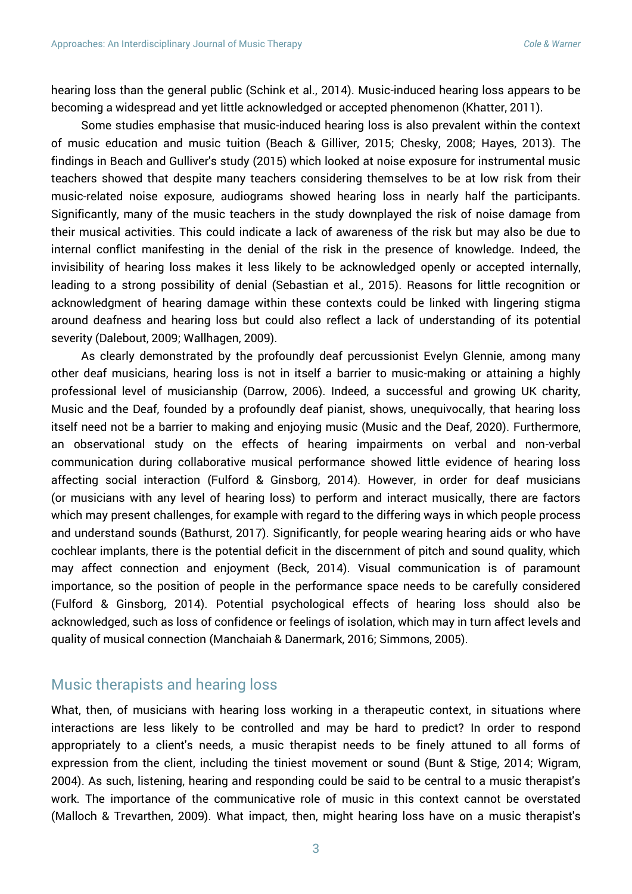hearing loss than the general public (Schink et al., 2014). Music-induced hearing loss appears to be becoming a widespread and yet little acknowledged or accepted phenomenon (Khatter, 2011).

Some studies emphasise that music-induced hearing loss is also prevalent within the context of music education and music tuition (Beach & Gilliver, 2015; Chesky, 2008; Hayes, 2013). The findings in Beach and Gulliver's study (2015) which looked at noise exposure for instrumental music teachers showed that despite many teachers considering themselves to be at low risk from their music-related noise exposure, audiograms showed hearing loss in nearly half the participants. Significantly, many of the music teachers in the study downplayed the risk of noise damage from their musical activities. This could indicate a lack of awareness of the risk but may also be due to internal conflict manifesting in the denial of the risk in the presence of knowledge. Indeed, the invisibility of hearing loss makes it less likely to be acknowledged openly or accepted internally, leading to a strong possibility of denial (Sebastian et al., 2015). Reasons for little recognition or acknowledgment of hearing damage within these contexts could be linked with lingering stigma around deafness and hearing loss but could also reflect a lack of understanding of its potential severity (Dalebout, 2009; Wallhagen, 2009).

As clearly demonstrated by the profoundly deaf percussionist Evelyn Glennie, among many other deaf musicians, hearing loss is not in itself a barrier to music-making or attaining a highly professional level of musicianship (Darrow, 2006). Indeed, a successful and growing UK charity, Music and the Deaf, founded by a profoundly deaf pianist, shows, unequivocally, that hearing loss itself need not be a barrier to making and enjoying music (Music and the Deaf, 2020). Furthermore, an observational study on the effects of hearing impairments on verbal and non-verbal communication during collaborative musical performance showed little evidence of hearing loss affecting social interaction (Fulford & Ginsborg, 2014). However, in order for deaf musicians (or musicians with any level of hearing loss) to perform and interact musically, there are factors which may present challenges, for example with regard to the differing ways in which people process and understand sounds (Bathurst, 2017). Significantly, for people wearing hearing aids or who have cochlear implants, there is the potential deficit in the discernment of pitch and sound quality, which may affect connection and enjoyment (Beck, 2014). Visual communication is of paramount importance, so the position of people in the performance space needs to be carefully considered (Fulford & Ginsborg, 2014). Potential psychological effects of hearing loss should also be acknowledged, such as loss of confidence or feelings of isolation, which may in turn affect levels and quality of musical connection (Manchaiah & Danermark, 2016; Simmons, 2005).

## Music therapists and hearing loss

What, then, of musicians with hearing loss working in a therapeutic context, in situations where interactions are less likely to be controlled and may be hard to predict? In order to respond appropriately to a client's needs, a music therapist needs to be finely attuned to all forms of expression from the client, including the tiniest movement or sound (Bunt & Stige, 2014; Wigram, 2004). As such, listening, hearing and responding could be said to be central to a music therapist's work. The importance of the communicative role of music in this context cannot be overstated (Malloch & Trevarthen, 2009). What impact, then, might hearing loss have on a music therapist's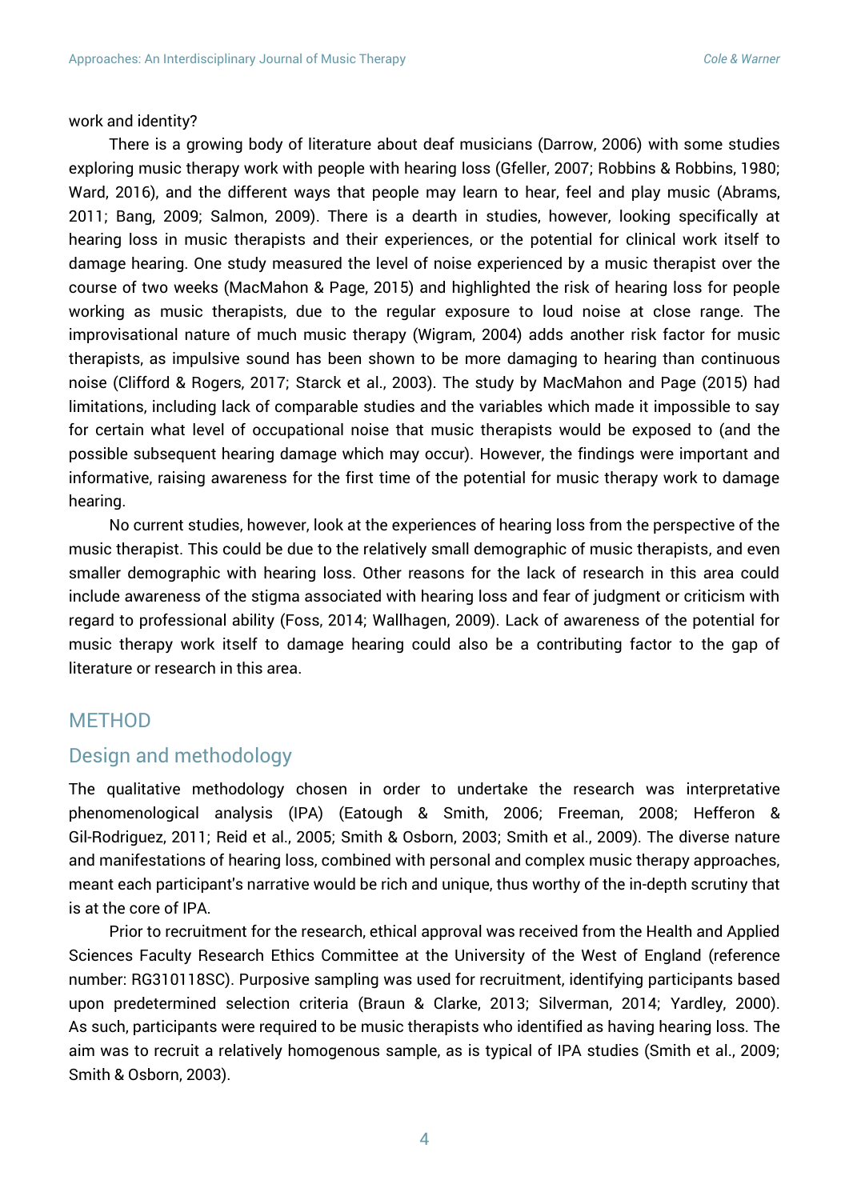work and identity?

There is a growing body of literature about deaf musicians (Darrow, 2006) with some studies exploring music therapy work with people with hearing loss (Gfeller, 2007; Robbins & Robbins, 1980; Ward, 2016), and the different ways that people may learn to hear, feel and play music (Abrams, 2011; Bang, 2009; Salmon, 2009). There is a dearth in studies, however, looking specifically at hearing loss in music therapists and their experiences, or the potential for clinical work itself to damage hearing. One study measured the level of noise experienced by a music therapist over the course of two weeks (MacMahon & Page, 2015) and highlighted the risk of hearing loss for people working as music therapists, due to the regular exposure to loud noise at close range. The improvisational nature of much music therapy (Wigram, 2004) adds another risk factor for music therapists, as impulsive sound has been shown to be more damaging to hearing than continuous noise (Clifford & Rogers, 2017; Starck et al., 2003). The study by MacMahon and Page (2015) had limitations, including lack of comparable studies and the variables which made it impossible to say for certain what level of occupational noise that music therapists would be exposed to (and the possible subsequent hearing damage which may occur). However, the findings were important and informative, raising awareness for the first time of the potential for music therapy work to damage hearing.

No current studies, however, look at the experiences of hearing loss from the perspective of the music therapist. This could be due to the relatively small demographic of music therapists, and even smaller demographic with hearing loss. Other reasons for the lack of research in this area could include awareness of the stigma associated with hearing loss and fear of judgment or criticism with regard to professional ability (Foss, 2014; Wallhagen, 2009). Lack of awareness of the potential for music therapy work itself to damage hearing could also be a contributing factor to the gap of literature or research in this area.

# METHOD

## Design and methodology

The qualitative methodology chosen in order to undertake the research was interpretative phenomenological analysis (IPA) (Eatough & Smith, 2006; Freeman, 2008; Hefferon & Gil-Rodriguez, 2011; Reid et al., 2005; Smith & Osborn, 2003; Smith et al., 2009). The diverse nature and manifestations of hearing loss, combined with personal and complex music therapy approaches, meant each participant's narrative would be rich and unique, thus worthy of the in-depth scrutiny that is at the core of IPA.

Prior to recruitment for the research, ethical approval was received from the Health and Applied Sciences Faculty Research Ethics Committee at the University of the West of England (reference number: RG310118SC). Purposive sampling was used for recruitment, identifying participants based upon predetermined selection criteria (Braun & Clarke, 2013; Silverman, 2014; Yardley, 2000). As such, participants were required to be music therapists who identified as having hearing loss. The aim was to recruit a relatively homogenous sample, as is typical of IPA studies (Smith et al., 2009; Smith & Osborn, 2003).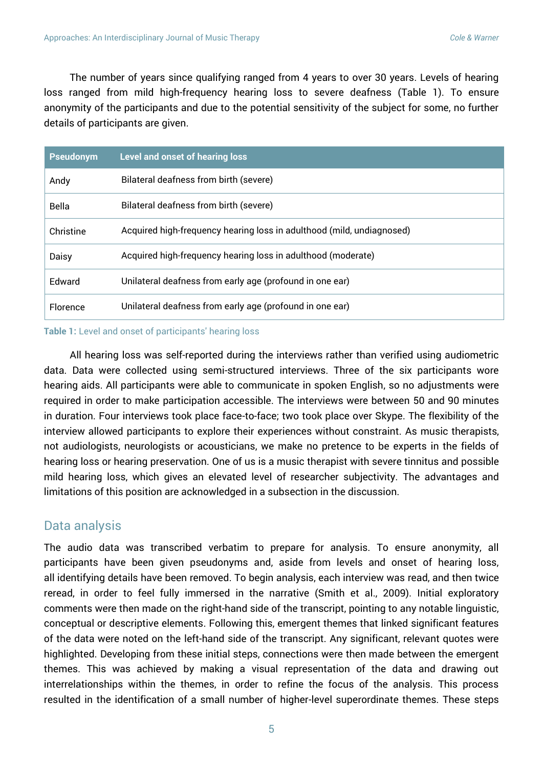The number of years since qualifying ranged from 4 years to over 30 years. Levels of hearing loss ranged from mild high-frequency hearing loss to severe deafness (Table 1). To ensure anonymity of the participants and due to the potential sensitivity of the subject for some, no further details of participants are given.

| Pseudonym | Level and onset of hearing loss |
|---|---|
| Andy | Bilateral deafness from birth (severe) |
| Bella | Bilateral deafness from birth (severe) |
| Christine | Acquired high-frequency hearing loss in adulthood (mild, undiagnosed) |
| Daisy | Acquired high-frequency hearing loss in adulthood (moderate) |
| Edward | Unilateral deafness from early age (profound in one ear) |
| Florence | Unilateral deafness from early age (profound in one ear) |

**Table 1:** Level and onset of participants' hearing loss

All hearing loss was self-reported during the interviews rather than verified using audiometric data. Data were collected using semi-structured interviews. Three of the six participants wore hearing aids. All participants were able to communicate in spoken English, so no adjustments were required in order to make participation accessible. The interviews were between 50 and 90 minutes in duration. Four interviews took place face-to-face; two took place over Skype. The flexibility of the interview allowed participants to explore their experiences without constraint. As music therapists, not audiologists, neurologists or acousticians, we make no pretence to be experts in the fields of hearing loss or hearing preservation. One of us is a music therapist with severe tinnitus and possible mild hearing loss, which gives an elevated level of researcher subjectivity. The advantages and limitations of this position are acknowledged in a subsection in the discussion.

## Data analysis

The audio data was transcribed verbatim to prepare for analysis. To ensure anonymity, all participants have been given pseudonyms and, aside from levels and onset of hearing loss, all identifying details have been removed. To begin analysis, each interview was read, and then twice reread, in order to feel fully immersed in the narrative (Smith et al., 2009). Initial exploratory comments were then made on the right-hand side of the transcript, pointing to any notable linguistic, conceptual or descriptive elements. Following this, emergent themes that linked significant features of the data were noted on the left-hand side of the transcript. Any significant, relevant quotes were highlighted. Developing from these initial steps, connections were then made between the emergent themes. This was achieved by making a visual representation of the data and drawing out interrelationships within the themes, in order to refine the focus of the analysis. This process resulted in the identification of a small number of higher-level superordinate themes. These steps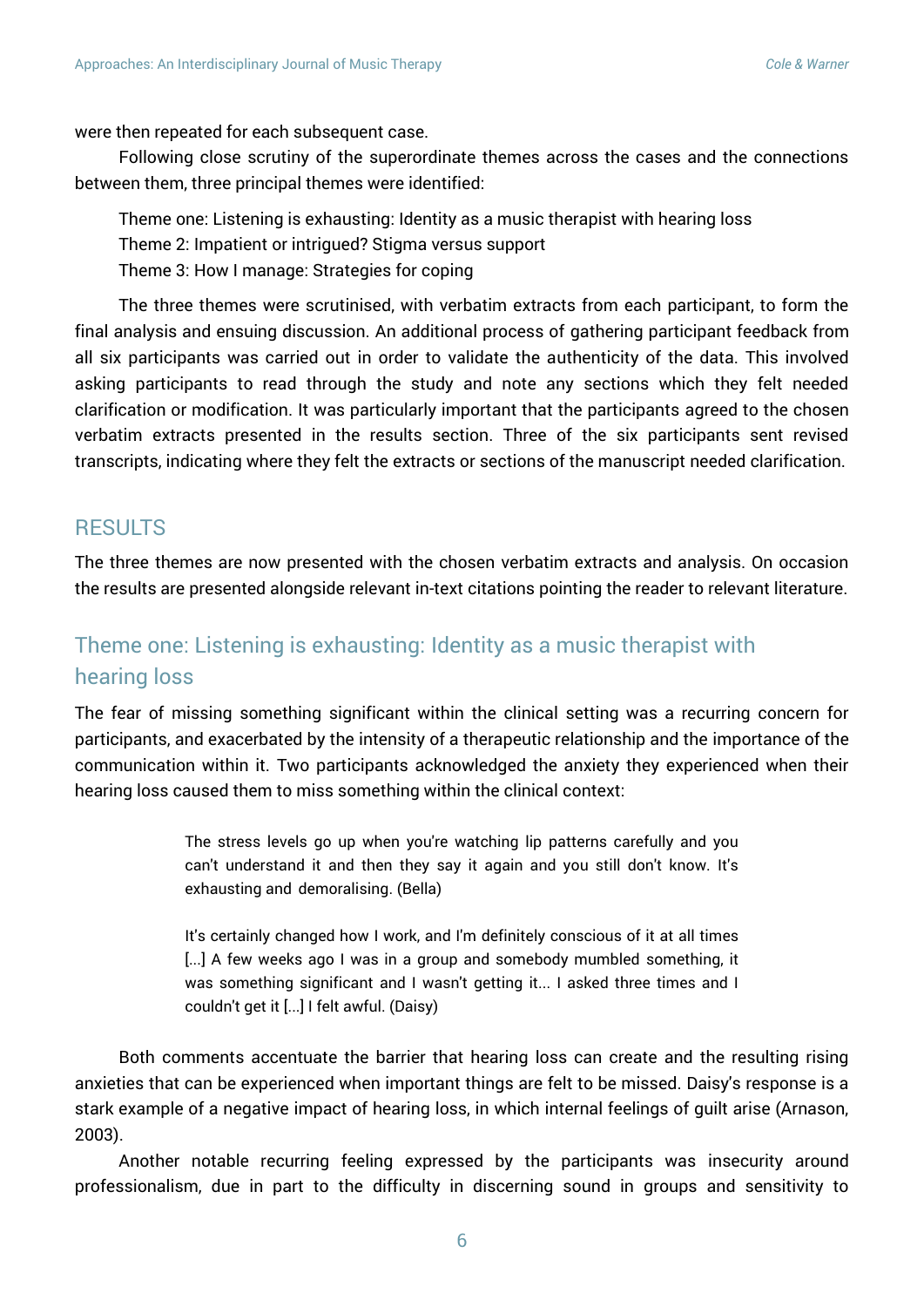were then repeated for each subsequent case.

Following close scrutiny of the superordinate themes across the cases and the connections between them, three principal themes were identified:

> Theme one: Listening is exhausting: Identity as a music therapist with hearing loss
> Theme 2: Impatient or intrigued? Stigma versus support
> Theme 3: How I manage: Strategies for coping

The three themes were scrutinised, with verbatim extracts from each participant, to form the final analysis and ensuing discussion. An additional process of gathering participant feedback from all six participants was carried out in order to validate the authenticity of the data. This involved asking participants to read through the study and note any sections which they felt needed clarification or modification. It was particularly important that the participants agreed to the chosen verbatim extracts presented in the results section. Three of the six participants sent revised transcripts, indicating where they felt the extracts or sections of the manuscript needed clarification.

## RESULTS

The three themes are now presented with the chosen verbatim extracts and analysis. On occasion the results are presented alongside relevant in-text citations pointing the reader to relevant literature.

### Theme one: Listening is exhausting: Identity as a music therapist with hearing loss

The fear of missing something significant within the clinical setting was a recurring concern for participants, and exacerbated by the intensity of a therapeutic relationship and the importance of the communication within it. Two participants acknowledged the anxiety they experienced when their hearing loss caused them to miss something within the clinical context:

> The stress levels go up when you're watching lip patterns carefully and you can't understand it and then they say it again and you still don't know. It's exhausting and demoralising. (Bella)

> It's certainly changed how I work, and I'm definitely conscious of it at all times [...] A few weeks ago I was in a group and somebody mumbled something, it was something significant and I wasn't getting it... I asked three times and I couldn't get it [...] I felt awful. (Daisy)

Both comments accentuate the barrier that hearing loss can create and the resulting rising anxieties that can be experienced when important things are felt to be missed. Daisy's response is a stark example of a negative impact of hearing loss, in which internal feelings of guilt arise (Arnason, 2003).

Another notable recurring feeling expressed by the participants was insecurity around professionalism, due in part to the difficulty in discerning sound in groups and sensitivity to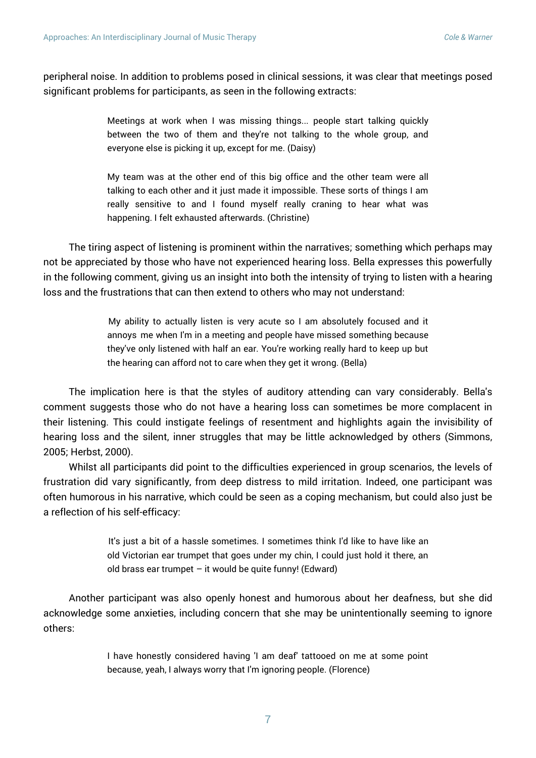peripheral noise. In addition to problems posed in clinical sessions, it was clear that meetings posed significant problems for participants, as seen in the following extracts:

> Meetings at work when I was missing things... people start talking quickly between the two of them and they're not talking to the whole group, and everyone else is picking it up, except for me. (Daisy)

> My team was at the other end of this big office and the other team were all talking to each other and it just made it impossible. These sorts of things I am really sensitive to and I found myself really craning to hear what was happening. I felt exhausted afterwards. (Christine)

The tiring aspect of listening is prominent within the narratives; something which perhaps may not be appreciated by those who have not experienced hearing loss. Bella expresses this powerfully in the following comment, giving us an insight into both the intensity of trying to listen with a hearing loss and the frustrations that can then extend to others who may not understand:

> My ability to actually listen is very acute so I am absolutely focused and it annoys me when I'm in a meeting and people have missed something because they've only listened with half an ear. You're working really hard to keep up but the hearing can afford not to care when they get it wrong. (Bella)

The implication here is that the styles of auditory attending can vary considerably. Bella's comment suggests those who do not have a hearing loss can sometimes be more complacent in their listening. This could instigate feelings of resentment and highlights again the invisibility of hearing loss and the silent, inner struggles that may be little acknowledged by others (Simmons, 2005; Herbst, 2000).

Whilst all participants did point to the difficulties experienced in group scenarios, the levels of frustration did vary significantly, from deep distress to mild irritation. Indeed, one participant was often humorous in his narrative, which could be seen as a coping mechanism, but could also just be a reflection of his self-efficacy:

> It's just a bit of a hassle sometimes. I sometimes think I'd like to have like an old Victorian ear trumpet that goes under my chin, I could just hold it there, an old brass ear trumpet – it would be quite funny! (Edward)

Another participant was also openly honest and humorous about her deafness, but she did acknowledge some anxieties, including concern that she may be unintentionally seeming to ignore others:

> I have honestly considered having 'I am deaf' tattooed on me at some point because, yeah, I always worry that I'm ignoring people. (Florence)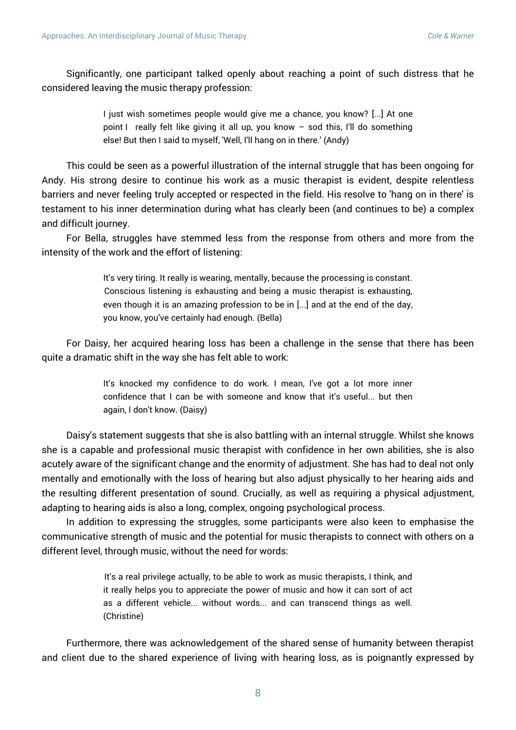Significantly, one participant talked openly about reaching a point of such distress that he considered leaving the music therapy profession:

> I just wish sometimes people would give me a chance, you know? [...] At one point I really felt like giving it all up, you know – sod this, I'll do something else! But then I said to myself, 'Well, I'll hang on in there.' (Andy)

This could be seen as a powerful illustration of the internal struggle that has been ongoing for Andy. His strong desire to continue his work as a music therapist is evident, despite relentless barriers and never feeling truly accepted or respected in the field. His resolve to 'hang on in there' is testament to his inner determination during what has clearly been (and continues to be) a complex and difficult journey.

For Bella, struggles have stemmed less from the response from others and more from the intensity of the work and the effort of listening:

> It's very tiring. It really is wearing, mentally, because the processing is constant. Conscious listening is exhausting and being a music therapist is exhausting, even though it is an amazing profession to be in [...] and at the end of the day, you know, you've certainly had enough. (Bella)

For Daisy, her acquired hearing loss has been a challenge in the sense that there has been quite a dramatic shift in the way she has felt able to work:

> It's knocked my confidence to do work. I mean, I've got a lot more inner confidence that I can be with someone and know that it's useful... but then again, I don't know. (Daisy)

Daisy's statement suggests that she is also battling with an internal struggle. Whilst she knows she is a capable and professional music therapist with confidence in her own abilities, she is also acutely aware of the significant change and the enormity of adjustment. She has had to deal not only mentally and emotionally with the loss of hearing but also adjust physically to her hearing aids and the resulting different presentation of sound. Crucially, as well as requiring a physical adjustment, adapting to hearing aids is also a long, complex, ongoing psychological process.

In addition to expressing the struggles, some participants were also keen to emphasise the communicative strength of music and the potential for music therapists to connect with others on a different level, through music, without the need for words:

> It's a real privilege actually, to be able to work as music therapists, I think, and it really helps you to appreciate the power of music and how it can sort of act as a different vehicle... without words... and can transcend things as well. (Christine)

Furthermore, there was acknowledgement of the shared sense of humanity between therapist and client due to the shared experience of living with hearing loss, as is poignantly expressed by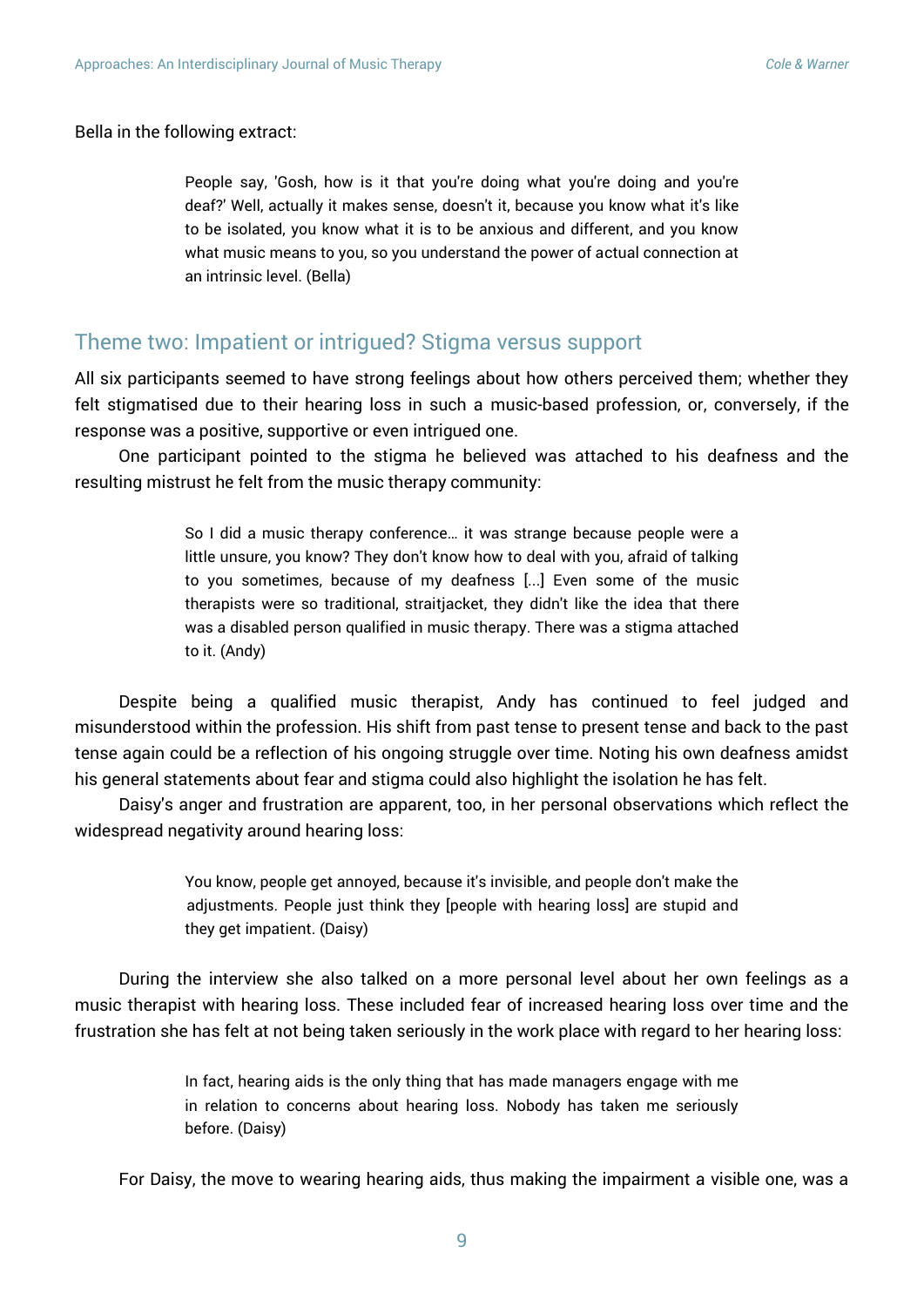Bella in the following extract:

> People say, 'Gosh, how is it that you're doing what you're doing and you're deaf?' Well, actually it makes sense, doesn't it, because you know what it's like to be isolated, you know what it is to be anxious and different, and you know what music means to you, so you understand the power of actual connection at an intrinsic level. (Bella)

## Theme two: Impatient or intrigued? Stigma versus support

All six participants seemed to have strong feelings about how others perceived them; whether they felt stigmatised due to their hearing loss in such a music-based profession, or, conversely, if the response was a positive, supportive or even intrigued one.

One participant pointed to the stigma he believed was attached to his deafness and the resulting mistrust he felt from the music therapy community:

> So I did a music therapy conference… it was strange because people were a little unsure, you know? They don't know how to deal with you, afraid of talking to you sometimes, because of my deafness [...] Even some of the music therapists were so traditional, straitjacket, they didn't like the idea that there was a disabled person qualified in music therapy. There was a stigma attached to it. (Andy)

Despite being a qualified music therapist, Andy has continued to feel judged and misunderstood within the profession. His shift from past tense to present tense and back to the past tense again could be a reflection of his ongoing struggle over time. Noting his own deafness amidst his general statements about fear and stigma could also highlight the isolation he has felt.

Daisy's anger and frustration are apparent, too, in her personal observations which reflect the widespread negativity around hearing loss:

> You know, people get annoyed, because it's invisible, and people don't make the adjustments. People just think they [people with hearing loss] are stupid and they get impatient. (Daisy)

During the interview she also talked on a more personal level about her own feelings as a music therapist with hearing loss. These included fear of increased hearing loss over time and the frustration she has felt at not being taken seriously in the work place with regard to her hearing loss:

> In fact, hearing aids is the only thing that has made managers engage with me in relation to concerns about hearing loss. Nobody has taken me seriously before. (Daisy)

For Daisy, the move to wearing hearing aids, thus making the impairment a visible one, was a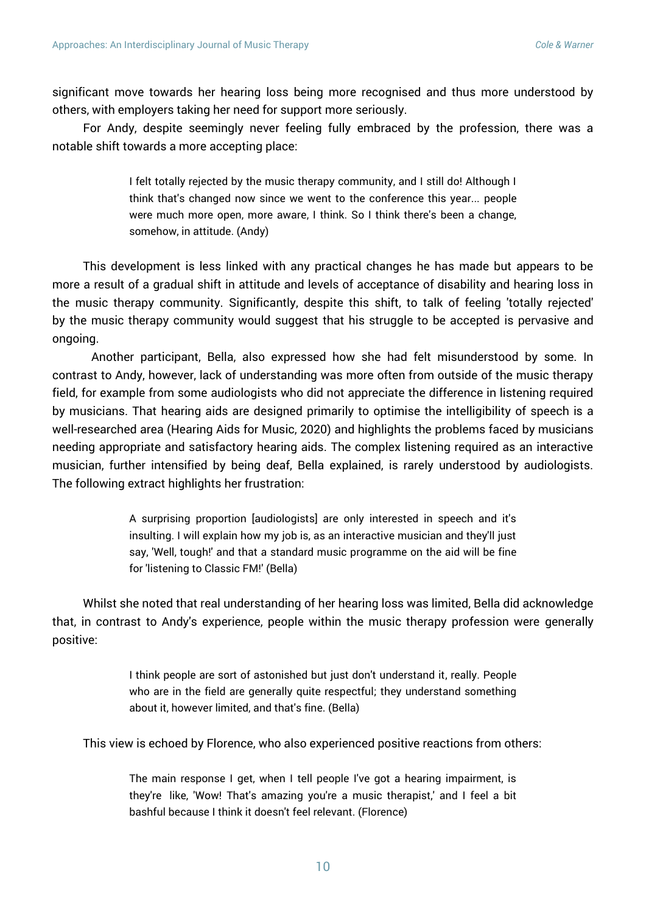significant move towards her hearing loss being more recognised and thus more understood by others, with employers taking her need for support more seriously.

For Andy, despite seemingly never feeling fully embraced by the profession, there was a notable shift towards a more accepting place:

> I felt totally rejected by the music therapy community, and I still do! Although I think that's changed now since we went to the conference this year... people were much more open, more aware, I think. So I think there's been a change, somehow, in attitude. (Andy)

This development is less linked with any practical changes he has made but appears to be more a result of a gradual shift in attitude and levels of acceptance of disability and hearing loss in the music therapy community. Significantly, despite this shift, to talk of feeling 'totally rejected' by the music therapy community would suggest that his struggle to be accepted is pervasive and ongoing.

Another participant, Bella, also expressed how she had felt misunderstood by some. In contrast to Andy, however, lack of understanding was more often from outside of the music therapy field, for example from some audiologists who did not appreciate the difference in listening required by musicians. That hearing aids are designed primarily to optimise the intelligibility of speech is a well-researched area (Hearing Aids for Music, 2020) and highlights the problems faced by musicians needing appropriate and satisfactory hearing aids. The complex listening required as an interactive musician, further intensified by being deaf, Bella explained, is rarely understood by audiologists. The following extract highlights her frustration:

> A surprising proportion [audiologists] are only interested in speech and it's insulting. I will explain how my job is, as an interactive musician and they'll just say, 'Well, tough!' and that a standard music programme on the aid will be fine for 'listening to Classic FM!' (Bella)

Whilst she noted that real understanding of her hearing loss was limited, Bella did acknowledge that, in contrast to Andy's experience, people within the music therapy profession were generally positive:

> I think people are sort of astonished but just don't understand it, really. People who are in the field are generally quite respectful; they understand something about it, however limited, and that's fine. (Bella)

This view is echoed by Florence, who also experienced positive reactions from others:

> The main response I get, when I tell people I've got a hearing impairment, is they're like, 'Wow! That's amazing you're a music therapist,' and I feel a bit bashful because I think it doesn't feel relevant. (Florence)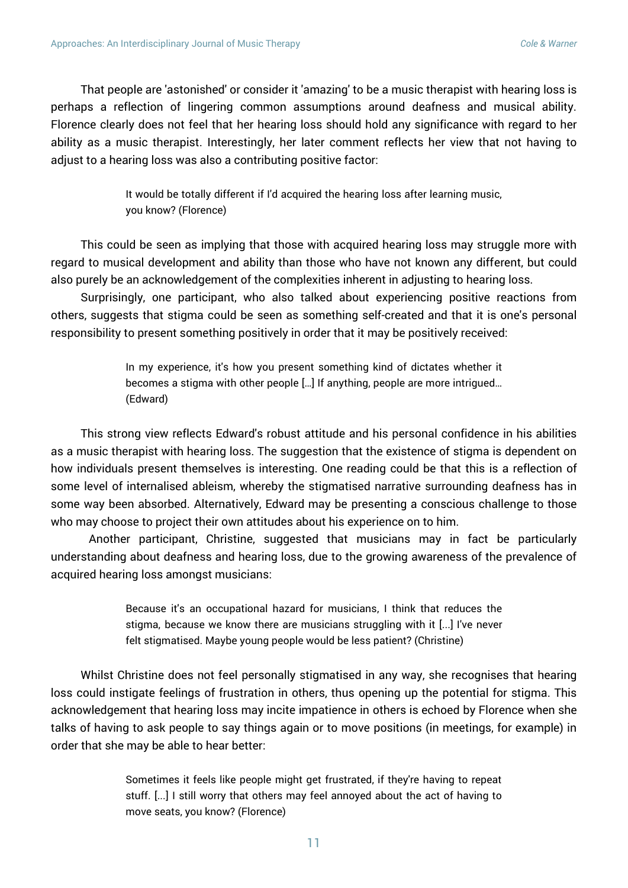That people are 'astonished' or consider it 'amazing' to be a music therapist with hearing loss is perhaps a reflection of lingering common assumptions around deafness and musical ability. Florence clearly does not feel that her hearing loss should hold any significance with regard to her ability as a music therapist. Interestingly, her later comment reflects her view that not having to adjust to a hearing loss was also a contributing positive factor:

> It would be totally different if I'd acquired the hearing loss after learning music, you know? (Florence)

This could be seen as implying that those with acquired hearing loss may struggle more with regard to musical development and ability than those who have not known any different, but could also purely be an acknowledgement of the complexities inherent in adjusting to hearing loss.

Surprisingly, one participant, who also talked about experiencing positive reactions from others, suggests that stigma could be seen as something self-created and that it is one's personal responsibility to present something positively in order that it may be positively received:

> In my experience, it's how you present something kind of dictates whether it becomes a stigma with other people […] If anything, people are more intrigued… (Edward)

This strong view reflects Edward's robust attitude and his personal confidence in his abilities as a music therapist with hearing loss. The suggestion that the existence of stigma is dependent on how individuals present themselves is interesting. One reading could be that this is a reflection of some level of internalised ableism, whereby the stigmatised narrative surrounding deafness has in some way been absorbed. Alternatively, Edward may be presenting a conscious challenge to those who may choose to project their own attitudes about his experience on to him.

Another participant, Christine, suggested that musicians may in fact be particularly understanding about deafness and hearing loss, due to the growing awareness of the prevalence of acquired hearing loss amongst musicians:

> Because it's an occupational hazard for musicians, I think that reduces the stigma, because we know there are musicians struggling with it [...] I've never felt stigmatised. Maybe young people would be less patient? (Christine)

Whilst Christine does not feel personally stigmatised in any way, she recognises that hearing loss could instigate feelings of frustration in others, thus opening up the potential for stigma. This acknowledgement that hearing loss may incite impatience in others is echoed by Florence when she talks of having to ask people to say things again or to move positions (in meetings, for example) in order that she may be able to hear better:

> Sometimes it feels like people might get frustrated, if they're having to repeat stuff. [...] I still worry that others may feel annoyed about the act of having to move seats, you know? (Florence)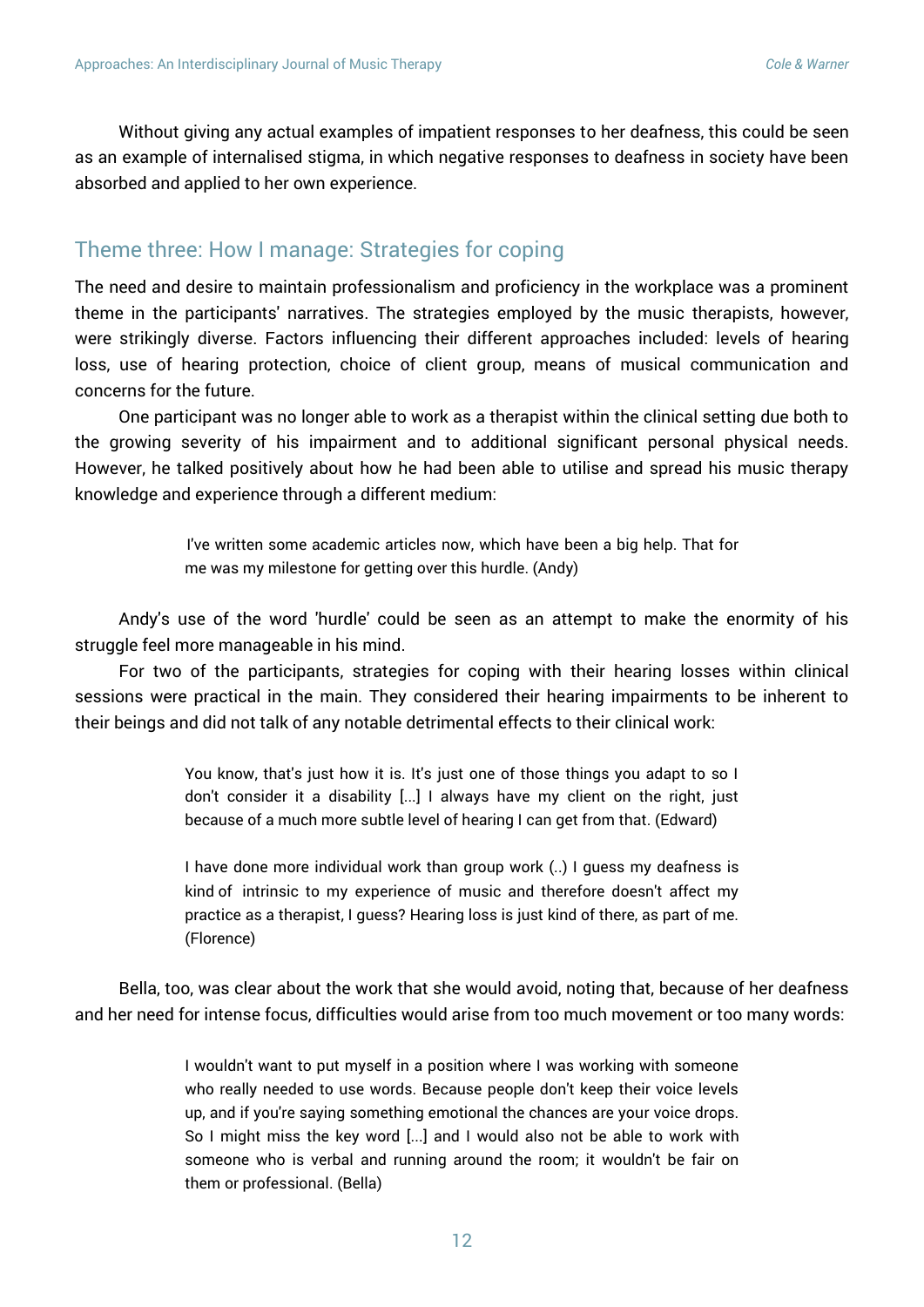Without giving any actual examples of impatient responses to her deafness, this could be seen as an example of internalised stigma, in which negative responses to deafness in society have been absorbed and applied to her own experience.

## Theme three: How I manage: Strategies for coping

The need and desire to maintain professionalism and proficiency in the workplace was a prominent theme in the participants' narratives. The strategies employed by the music therapists, however, were strikingly diverse. Factors influencing their different approaches included: levels of hearing loss, use of hearing protection, choice of client group, means of musical communication and concerns for the future.

One participant was no longer able to work as a therapist within the clinical setting due both to the growing severity of his impairment and to additional significant personal physical needs. However, he talked positively about how he had been able to utilise and spread his music therapy knowledge and experience through a different medium:

> I've written some academic articles now, which have been a big help. That for me was my milestone for getting over this hurdle. (Andy)

Andy's use of the word 'hurdle' could be seen as an attempt to make the enormity of his struggle feel more manageable in his mind.

For two of the participants, strategies for coping with their hearing losses within clinical sessions were practical in the main. They considered their hearing impairments to be inherent to their beings and did not talk of any notable detrimental effects to their clinical work:

> You know, that's just how it is. It's just one of those things you adapt to so I don't consider it a disability [...] I always have my client on the right, just because of a much more subtle level of hearing I can get from that. (Edward)

> I have done more individual work than group work (..) I guess my deafness is kind of intrinsic to my experience of music and therefore doesn't affect my practice as a therapist, I guess? Hearing loss is just kind of there, as part of me. (Florence)

Bella, too, was clear about the work that she would avoid, noting that, because of her deafness and her need for intense focus, difficulties would arise from too much movement or too many words:

> I wouldn't want to put myself in a position where I was working with someone who really needed to use words. Because people don't keep their voice levels up, and if you're saying something emotional the chances are your voice drops. So I might miss the key word [...] and I would also not be able to work with someone who is verbal and running around the room; it wouldn't be fair on them or professional. (Bella)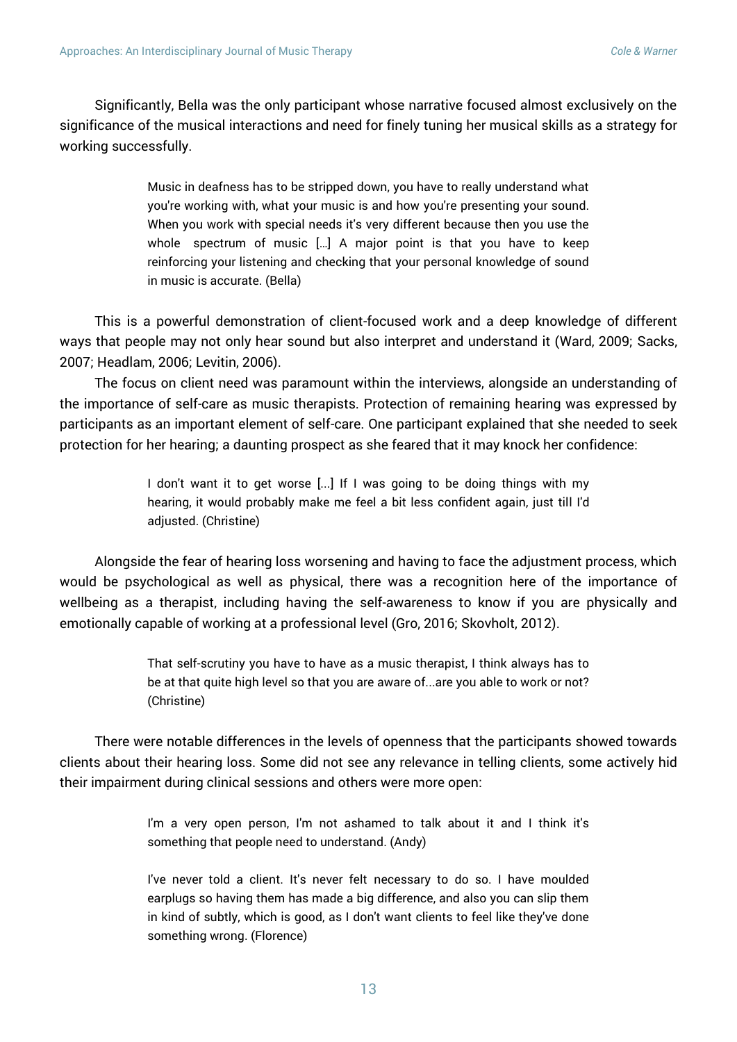Significantly, Bella was the only participant whose narrative focused almost exclusively on the significance of the musical interactions and need for finely tuning her musical skills as a strategy for working successfully.

> Music in deafness has to be stripped down, you have to really understand what you're working with, what your music is and how you're presenting your sound. When you work with special needs it's very different because then you use the whole spectrum of music […] A major point is that you have to keep reinforcing your listening and checking that your personal knowledge of sound in music is accurate. (Bella)

This is a powerful demonstration of client-focused work and a deep knowledge of different ways that people may not only hear sound but also interpret and understand it (Ward, 2009; Sacks, 2007; Headlam, 2006; Levitin, 2006).

The focus on client need was paramount within the interviews, alongside an understanding of the importance of self-care as music therapists. Protection of remaining hearing was expressed by participants as an important element of self-care. One participant explained that she needed to seek protection for her hearing; a daunting prospect as she feared that it may knock her confidence:

> I don't want it to get worse [...] If I was going to be doing things with my hearing, it would probably make me feel a bit less confident again, just till I'd adjusted. (Christine)

Alongside the fear of hearing loss worsening and having to face the adjustment process, which would be psychological as well as physical, there was a recognition here of the importance of wellbeing as a therapist, including having the self-awareness to know if you are physically and emotionally capable of working at a professional level (Gro, 2016; Skovholt, 2012).

> That self-scrutiny you have to have as a music therapist, I think always has to be at that quite high level so that you are aware of...are you able to work or not? (Christine)

There were notable differences in the levels of openness that the participants showed towards clients about their hearing loss. Some did not see any relevance in telling clients, some actively hid their impairment during clinical sessions and others were more open:

> I'm a very open person, I'm not ashamed to talk about it and I think it's something that people need to understand. (Andy)

> I've never told a client. It's never felt necessary to do so. I have moulded earplugs so having them has made a big difference, and also you can slip them in kind of subtly, which is good, as I don't want clients to feel like they've done something wrong. (Florence)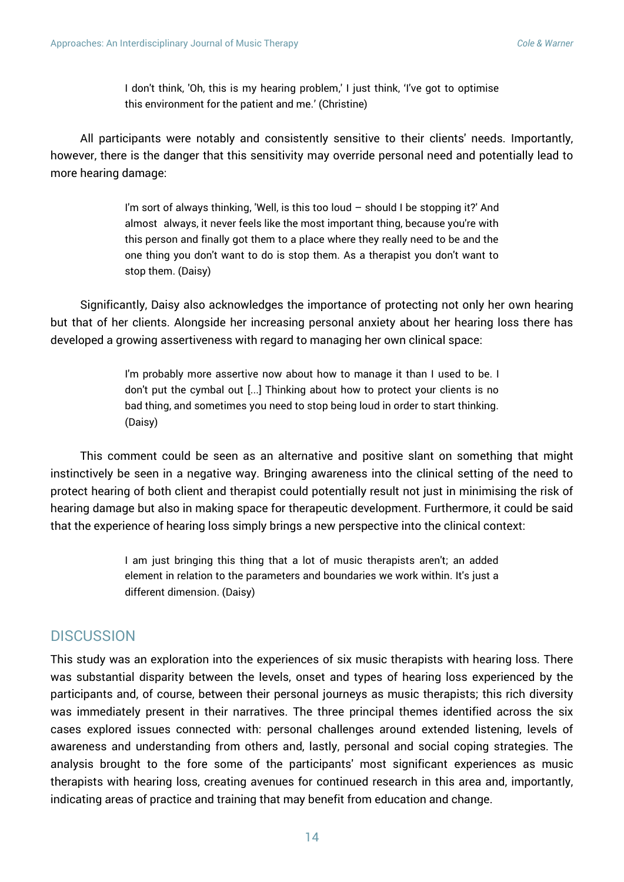> I don't think, 'Oh, this is my hearing problem,' I just think, 'I've got to optimise this environment for the patient and me.' (Christine)

All participants were notably and consistently sensitive to their clients' needs. Importantly, however, there is the danger that this sensitivity may override personal need and potentially lead to more hearing damage:

> I'm sort of always thinking, 'Well, is this too loud – should I be stopping it?' And almost always, it never feels like the most important thing, because you're with this person and finally got them to a place where they really need to be and the one thing you don't want to do is stop them. As a therapist you don't want to stop them. (Daisy)

Significantly, Daisy also acknowledges the importance of protecting not only her own hearing but that of her clients. Alongside her increasing personal anxiety about her hearing loss there has developed a growing assertiveness with regard to managing her own clinical space:

> I'm probably more assertive now about how to manage it than I used to be. I don't put the cymbal out [...] Thinking about how to protect your clients is no bad thing, and sometimes you need to stop being loud in order to start thinking. (Daisy)

This comment could be seen as an alternative and positive slant on something that might instinctively be seen in a negative way. Bringing awareness into the clinical setting of the need to protect hearing of both client and therapist could potentially result not just in minimising the risk of hearing damage but also in making space for therapeutic development. Furthermore, it could be said that the experience of hearing loss simply brings a new perspective into the clinical context:

> I am just bringing this thing that a lot of music therapists aren't; an added element in relation to the parameters and boundaries we work within. It's just a different dimension. (Daisy)

## DISCUSSION

This study was an exploration into the experiences of six music therapists with hearing loss. There was substantial disparity between the levels, onset and types of hearing loss experienced by the participants and, of course, between their personal journeys as music therapists; this rich diversity was immediately present in their narratives. The three principal themes identified across the six cases explored issues connected with: personal challenges around extended listening, levels of awareness and understanding from others and, lastly, personal and social coping strategies. The analysis brought to the fore some of the participants' most significant experiences as music therapists with hearing loss, creating avenues for continued research in this area and, importantly, indicating areas of practice and training that may benefit from education and change.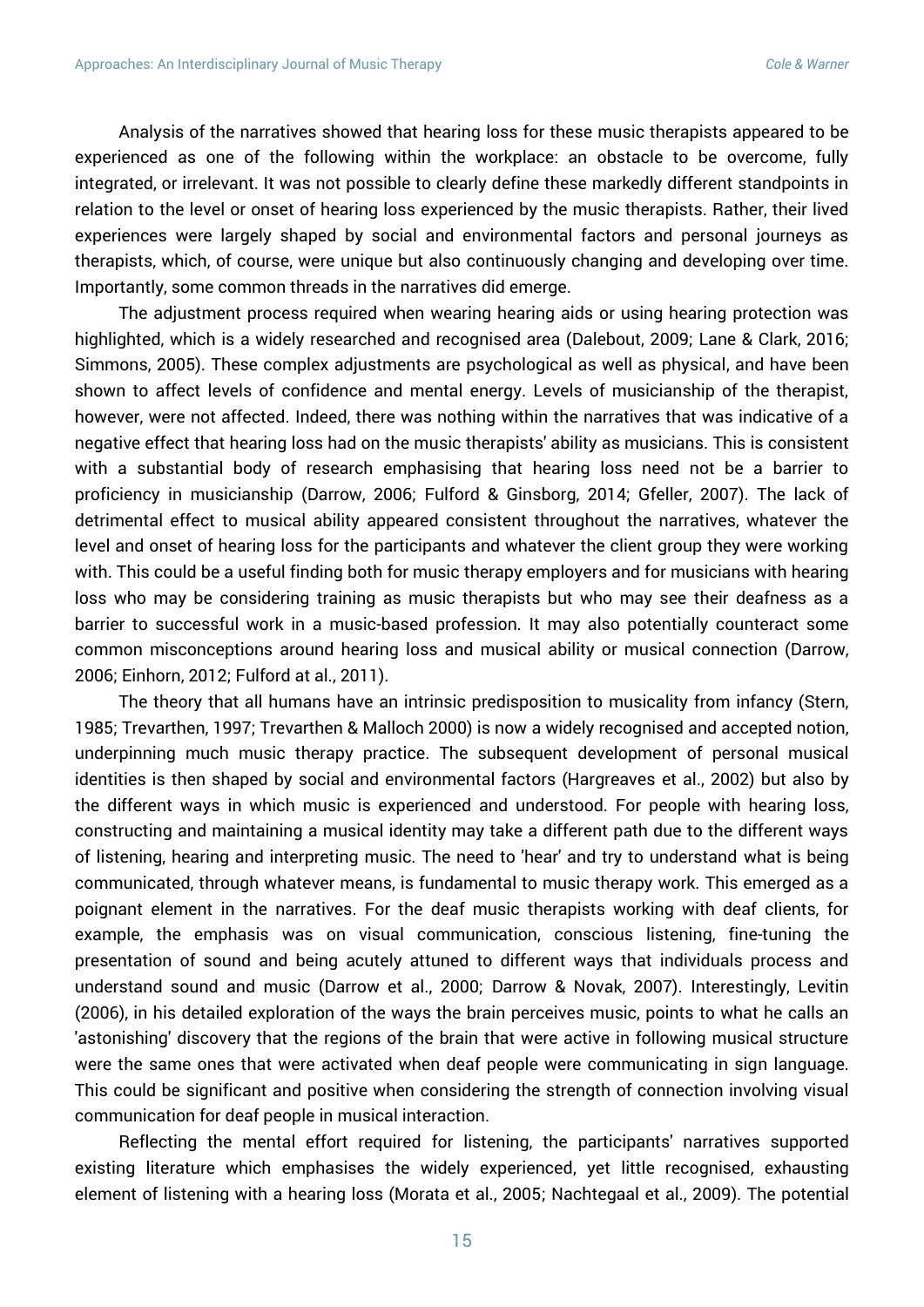Analysis of the narratives showed that hearing loss for these music therapists appeared to be experienced as one of the following within the workplace: an obstacle to be overcome, fully integrated, or irrelevant. It was not possible to clearly define these markedly different standpoints in relation to the level or onset of hearing loss experienced by the music therapists. Rather, their lived experiences were largely shaped by social and environmental factors and personal journeys as therapists, which, of course, were unique but also continuously changing and developing over time. Importantly, some common threads in the narratives did emerge.

The adjustment process required when wearing hearing aids or using hearing protection was highlighted, which is a widely researched and recognised area (Dalebout, 2009; Lane & Clark, 2016; Simmons, 2005). These complex adjustments are psychological as well as physical, and have been shown to affect levels of confidence and mental energy. Levels of musicianship of the therapist, however, were not affected. Indeed, there was nothing within the narratives that was indicative of a negative effect that hearing loss had on the music therapists' ability as musicians. This is consistent with a substantial body of research emphasising that hearing loss need not be a barrier to proficiency in musicianship (Darrow, 2006; Fulford & Ginsborg, 2014; Gfeller, 2007). The lack of detrimental effect to musical ability appeared consistent throughout the narratives, whatever the level and onset of hearing loss for the participants and whatever the client group they were working with. This could be a useful finding both for music therapy employers and for musicians with hearing loss who may be considering training as music therapists but who may see their deafness as a barrier to successful work in a music-based profession. It may also potentially counteract some common misconceptions around hearing loss and musical ability or musical connection (Darrow, 2006; Einhorn, 2012; Fulford at al., 2011).

The theory that all humans have an intrinsic predisposition to musicality from infancy (Stern, 1985; Trevarthen, 1997; Trevarthen & Malloch 2000) is now a widely recognised and accepted notion, underpinning much music therapy practice. The subsequent development of personal musical identities is then shaped by social and environmental factors (Hargreaves et al., 2002) but also by the different ways in which music is experienced and understood. For people with hearing loss, constructing and maintaining a musical identity may take a different path due to the different ways of listening, hearing and interpreting music. The need to 'hear' and try to understand what is being communicated, through whatever means, is fundamental to music therapy work. This emerged as a poignant element in the narratives. For the deaf music therapists working with deaf clients, for example, the emphasis was on visual communication, conscious listening, fine-tuning the presentation of sound and being acutely attuned to different ways that individuals process and understand sound and music (Darrow et al., 2000; Darrow & Novak, 2007). Interestingly, Levitin (2006), in his detailed exploration of the ways the brain perceives music, points to what he calls an 'astonishing' discovery that the regions of the brain that were active in following musical structure were the same ones that were activated when deaf people were communicating in sign language. This could be significant and positive when considering the strength of connection involving visual communication for deaf people in musical interaction.

Reflecting the mental effort required for listening, the participants' narratives supported existing literature which emphasises the widely experienced, yet little recognised, exhausting element of listening with a hearing loss (Morata et al., 2005; Nachtegaal et al., 2009). The potential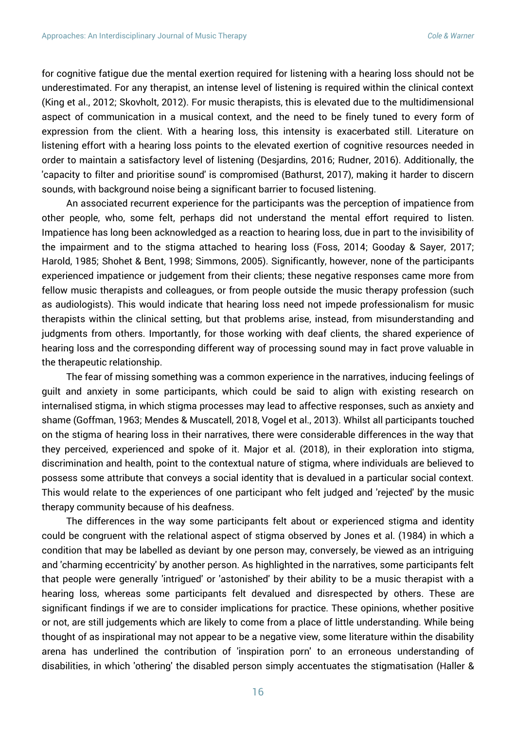for cognitive fatigue due the mental exertion required for listening with a hearing loss should not be underestimated. For any therapist, an intense level of listening is required within the clinical context (King et al., 2012; Skovholt, 2012). For music therapists, this is elevated due to the multidimensional aspect of communication in a musical context, and the need to be finely tuned to every form of expression from the client. With a hearing loss, this intensity is exacerbated still. Literature on listening effort with a hearing loss points to the elevated exertion of cognitive resources needed in order to maintain a satisfactory level of listening (Desjardins, 2016; Rudner, 2016). Additionally, the 'capacity to filter and prioritise sound' is compromised (Bathurst, 2017), making it harder to discern sounds, with background noise being a significant barrier to focused listening.

An associated recurrent experience for the participants was the perception of impatience from other people, who, some felt, perhaps did not understand the mental effort required to listen. Impatience has long been acknowledged as a reaction to hearing loss, due in part to the invisibility of the impairment and to the stigma attached to hearing loss (Foss, 2014; Gooday & Sayer, 2017; Harold, 1985; Shohet & Bent, 1998; Simmons, 2005). Significantly, however, none of the participants experienced impatience or judgement from their clients; these negative responses came more from fellow music therapists and colleagues, or from people outside the music therapy profession (such as audiologists). This would indicate that hearing loss need not impede professionalism for music therapists within the clinical setting, but that problems arise, instead, from misunderstanding and judgments from others. Importantly, for those working with deaf clients, the shared experience of hearing loss and the corresponding different way of processing sound may in fact prove valuable in the therapeutic relationship.

The fear of missing something was a common experience in the narratives, inducing feelings of guilt and anxiety in some participants, which could be said to align with existing research on internalised stigma, in which stigma processes may lead to affective responses, such as anxiety and shame (Goffman, 1963; Mendes & Muscatell, 2018, Vogel et al., 2013). Whilst all participants touched on the stigma of hearing loss in their narratives, there were considerable differences in the way that they perceived, experienced and spoke of it. Major et al. (2018), in their exploration into stigma, discrimination and health, point to the contextual nature of stigma, where individuals are believed to possess some attribute that conveys a social identity that is devalued in a particular social context. This would relate to the experiences of one participant who felt judged and 'rejected' by the music therapy community because of his deafness.

The differences in the way some participants felt about or experienced stigma and identity could be congruent with the relational aspect of stigma observed by Jones et al. (1984) in which a condition that may be labelled as deviant by one person may, conversely, be viewed as an intriguing and 'charming eccentricity' by another person. As highlighted in the narratives, some participants felt that people were generally 'intrigued' or 'astonished' by their ability to be a music therapist with a hearing loss, whereas some participants felt devalued and disrespected by others. These are significant findings if we are to consider implications for practice. These opinions, whether positive or not, are still judgements which are likely to come from a place of little understanding. While being thought of as inspirational may not appear to be a negative view, some literature within the disability arena has underlined the contribution of 'inspiration porn' to an erroneous understanding of disabilities, in which 'othering' the disabled person simply accentuates the stigmatisation (Haller &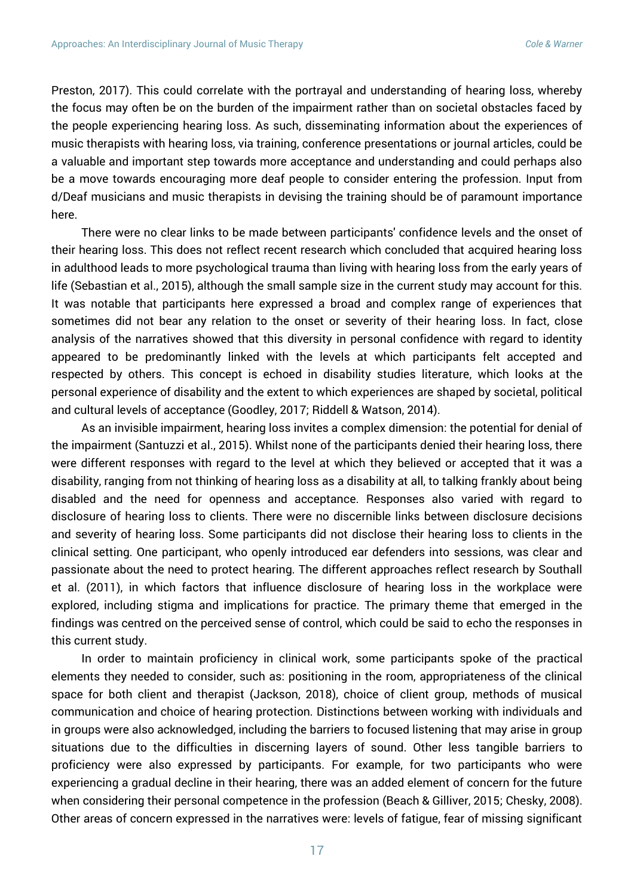Preston, 2017). This could correlate with the portrayal and understanding of hearing loss, whereby the focus may often be on the burden of the impairment rather than on societal obstacles faced by the people experiencing hearing loss. As such, disseminating information about the experiences of music therapists with hearing loss, via training, conference presentations or journal articles, could be a valuable and important step towards more acceptance and understanding and could perhaps also be a move towards encouraging more deaf people to consider entering the profession. Input from d/Deaf musicians and music therapists in devising the training should be of paramount importance here.

There were no clear links to be made between participants' confidence levels and the onset of their hearing loss. This does not reflect recent research which concluded that acquired hearing loss in adulthood leads to more psychological trauma than living with hearing loss from the early years of life (Sebastian et al., 2015), although the small sample size in the current study may account for this. It was notable that participants here expressed a broad and complex range of experiences that sometimes did not bear any relation to the onset or severity of their hearing loss. In fact, close analysis of the narratives showed that this diversity in personal confidence with regard to identity appeared to be predominantly linked with the levels at which participants felt accepted and respected by others. This concept is echoed in disability studies literature, which looks at the personal experience of disability and the extent to which experiences are shaped by societal, political and cultural levels of acceptance (Goodley, 2017; Riddell & Watson, 2014).

As an invisible impairment, hearing loss invites a complex dimension: the potential for denial of the impairment (Santuzzi et al., 2015). Whilst none of the participants denied their hearing loss, there were different responses with regard to the level at which they believed or accepted that it was a disability, ranging from not thinking of hearing loss as a disability at all, to talking frankly about being disabled and the need for openness and acceptance. Responses also varied with regard to disclosure of hearing loss to clients. There were no discernible links between disclosure decisions and severity of hearing loss. Some participants did not disclose their hearing loss to clients in the clinical setting. One participant, who openly introduced ear defenders into sessions, was clear and passionate about the need to protect hearing. The different approaches reflect research by Southall et al. (2011), in which factors that influence disclosure of hearing loss in the workplace were explored, including stigma and implications for practice. The primary theme that emerged in the findings was centred on the perceived sense of control, which could be said to echo the responses in this current study.

In order to maintain proficiency in clinical work, some participants spoke of the practical elements they needed to consider, such as: positioning in the room, appropriateness of the clinical space for both client and therapist (Jackson, 2018), choice of client group, methods of musical communication and choice of hearing protection. Distinctions between working with individuals and in groups were also acknowledged, including the barriers to focused listening that may arise in group situations due to the difficulties in discerning layers of sound. Other less tangible barriers to proficiency were also expressed by participants. For example, for two participants who were experiencing a gradual decline in their hearing, there was an added element of concern for the future when considering their personal competence in the profession (Beach & Gilliver, 2015; Chesky, 2008). Other areas of concern expressed in the narratives were: levels of fatigue, fear of missing significant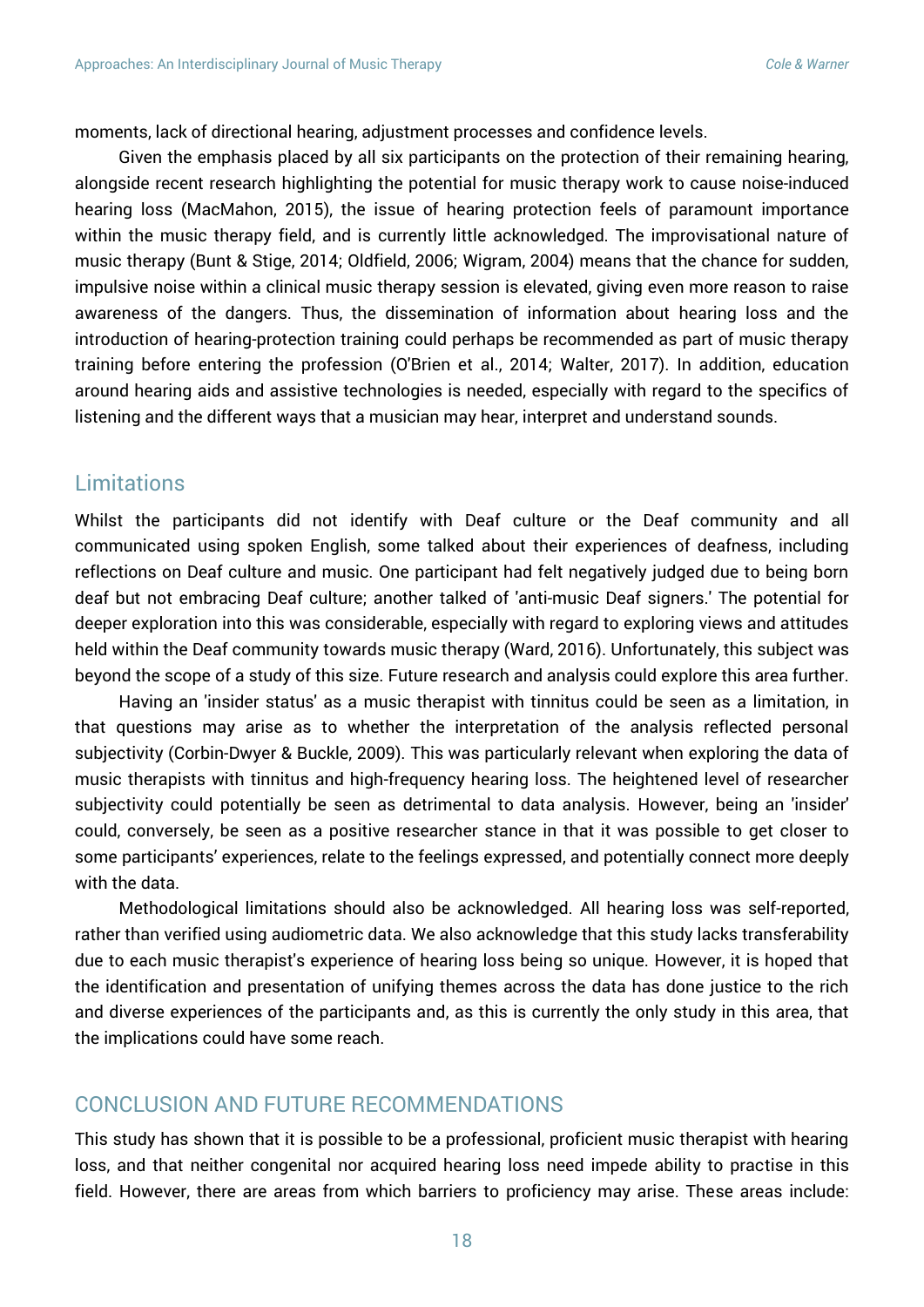moments, lack of directional hearing, adjustment processes and confidence levels.

Given the emphasis placed by all six participants on the protection of their remaining hearing, alongside recent research highlighting the potential for music therapy work to cause noise-induced hearing loss (MacMahon, 2015), the issue of hearing protection feels of paramount importance within the music therapy field, and is currently little acknowledged. The improvisational nature of music therapy (Bunt & Stige, 2014; Oldfield, 2006; Wigram, 2004) means that the chance for sudden, impulsive noise within a clinical music therapy session is elevated, giving even more reason to raise awareness of the dangers. Thus, the dissemination of information about hearing loss and the introduction of hearing-protection training could perhaps be recommended as part of music therapy training before entering the profession (O'Brien et al., 2014; Walter, 2017). In addition, education around hearing aids and assistive technologies is needed, especially with regard to the specifics of listening and the different ways that a musician may hear, interpret and understand sounds.

## Limitations

Whilst the participants did not identify with Deaf culture or the Deaf community and all communicated using spoken English, some talked about their experiences of deafness, including reflections on Deaf culture and music. One participant had felt negatively judged due to being born deaf but not embracing Deaf culture; another talked of 'anti-music Deaf signers.' The potential for deeper exploration into this was considerable, especially with regard to exploring views and attitudes held within the Deaf community towards music therapy (Ward, 2016). Unfortunately, this subject was beyond the scope of a study of this size. Future research and analysis could explore this area further.

Having an 'insider status' as a music therapist with tinnitus could be seen as a limitation, in that questions may arise as to whether the interpretation of the analysis reflected personal subjectivity (Corbin-Dwyer & Buckle, 2009). This was particularly relevant when exploring the data of music therapists with tinnitus and high-frequency hearing loss. The heightened level of researcher subjectivity could potentially be seen as detrimental to data analysis. However, being an 'insider' could, conversely, be seen as a positive researcher stance in that it was possible to get closer to some participants' experiences, relate to the feelings expressed, and potentially connect more deeply with the data.

Methodological limitations should also be acknowledged. All hearing loss was self-reported, rather than verified using audiometric data. We also acknowledge that this study lacks transferability due to each music therapist's experience of hearing loss being so unique. However, it is hoped that the identification and presentation of unifying themes across the data has done justice to the rich and diverse experiences of the participants and, as this is currently the only study in this area, that the implications could have some reach.

## CONCLUSION AND FUTURE RECOMMENDATIONS

This study has shown that it is possible to be a professional, proficient music therapist with hearing loss, and that neither congenital nor acquired hearing loss need impede ability to practise in this field. However, there are areas from which barriers to proficiency may arise. These areas include: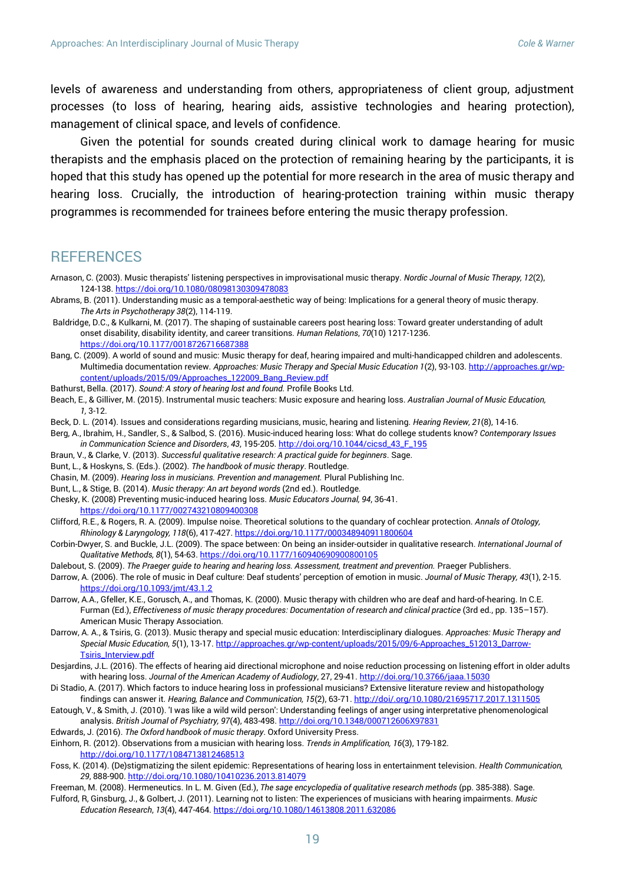levels of awareness and understanding from others, appropriateness of client group, adjustment processes (to loss of hearing, hearing aids, assistive technologies and hearing protection), management of clinical space, and levels of confidence.

Given the potential for sounds created during clinical work to damage hearing for music therapists and the emphasis placed on the protection of remaining hearing by the participants, it is hoped that this study has opened up the potential for more research in the area of music therapy and hearing loss. Crucially, the introduction of hearing-protection training within music therapy programmes is recommended for trainees before entering the music therapy profession.

## REFERENCES

Arnason, C. (2003). Music therapists' listening perspectives in improvisational music therapy. *Nordic Journal of Music Therapy, 12*(2), 124-138. https://doi.org/10.1080/08098130309478083

Abrams, B. (2011). Understanding music as a temporal-aesthetic way of being: Implications for a general theory of music therapy. *The Arts in Psychotherapy 38*(2), 114-119.

Baldridge, D.C., & Kulkarni, M. (2017). The shaping of sustainable careers post hearing loss: Toward greater understanding of adult onset disability, disability identity, and career transitions. *Human Relations*, *70*(10) 1217-1236. https://doi.org/10.1177/0018726716687388

Bang, C. (2009). A world of sound and music: Music therapy for deaf, hearing impaired and multi-handicapped children and adolescents. Multimedia documentation review. *Approaches: Music Therapy and Special Music Education 1*(2), 93-103. http://approaches.gr/wp-content/uploads/2015/09/Approaches_122009_Bang_Review.pdf

Bathurst, Bella. (2017). *Sound: A story of hearing lost and found.* Profile Books Ltd.

Beach, E., & Gilliver, M. (2015). Instrumental music teachers: Music exposure and hearing loss. *Australian Journal of Music Education, 1*, 3-12.

Beck, D. L. (2014). Issues and considerations regarding musicians, music, hearing and listening. *Hearing Review, 21*(8), 14-16.

Berg, A., Ibrahim, H., Sandler, S., & Salbod, S. (2016). Music-induced hearing loss: What do college students know? *Contemporary Issues in Communication Science and Disorders*, *43*, 195-205. http://doi.org/10.1044/cicsd_43_F_195

Braun, V., & Clarke, V. (2013). *Successful qualitative research: A practical guide for beginners*. Sage.

Bunt, L., & Hoskyns, S. (Eds.). (2002). *The handbook of music therapy*. Routledge.

Chasin, M. (2009). *Hearing loss in musicians. Prevention and management.* Plural Publishing Inc.

Bunt, L., & Stige, B. (2014). *Music therapy: An art beyond words* (2nd ed.). Routledge.

Chesky, K. (2008) Preventing music-induced hearing loss. *Music Educators Journal, 94*, 36-41. https://doi.org/10.1177/002743210809400308

Clifford, R.E., & Rogers, R. A. (2009). Impulse noise. Theoretical solutions to the quandary of cochlear protection. *Annals of Otology, Rhinology & Laryngology, 118*(6), 417-427. https://doi.org/10.1177/000348940911800604

Corbin-Dwyer, S. and Buckle, J.L. (2009). The space between: On being an insider-outsider in qualitative research. *International Journal of Qualitative Methods, 8*(1), 54-63. https://doi.org/10.1177/160940690900800105

Dalebout, S. (2009). *The Praeger guide to hearing and hearing loss. Assessment, treatment and prevention.* Praeger Publishers.

Darrow, A. (2006). The role of music in Deaf culture: Deaf students' perception of emotion in music. *Journal of Music Therapy, 43*(1), 2-15. https://doi.org/10.1093/jmt/43.1.2

Darrow, A.A., Gfeller, K.E., Gorusch, A., and Thomas, K. (2000). Music therapy with children who are deaf and hard-of-hearing. In C.E. Furman (Ed.), *Effectiveness of music therapy procedures: Documentation of research and clinical practice* (3rd ed., pp. 135–157). American Music Therapy Association.

Darrow, A. A., & Tsiris, G. (2013). Music therapy and special music education: Interdisciplinary dialogues. *Approaches: Music Therapy and Special Music Education, 5*(1), 13-17. http://approaches.gr/wp-content/uploads/2015/09/6-Approaches_512013_Darrow-Tsiris_Interview.pdf

Desjardins, J.L. (2016). The effects of hearing aid directional microphone and noise reduction processing on listening effort in older adults with hearing loss. *Journal of the American Academy of Audiology*, 27, 29-41. http://doi.org/10.3766/jaaa.15030

Di Stadio, A. (2017). Which factors to induce hearing loss in professional musicians? Extensive literature review and histopathology findings can answer it. *Hearing, Balance and Communication, 15*(2), 63-71. http://doi/.org/10.1080/21695717.2017.1311505

Eatough, V., & Smith, J. (2010). 'I was like a wild wild person': Understanding feelings of anger using interpretative phenomenological analysis. *British Journal of Psychiatry, 97*(4), 483-498. http://doi.org/10.1348/000712606X97831

Edwards, J. (2016). *The Oxford handbook of music therapy*. Oxford University Press.

Einhorn, R. (2012). Observations from a musician with hearing loss. *Trends in Amplification, 16*(3), 179-182. http://doi.org/10.1177/1084713812468513

Foss, K. (2014). (De)stigmatizing the silent epidemic: Representations of hearing loss in entertainment television. *Health Communication, 29*, 888-900. http://doi.org/10.1080/10410236.2013.814079

Freeman, M. (2008). Hermeneutics. In L. M. Given (Ed.), *The sage encyclopedia of qualitative research methods* (pp. 385-388). Sage.

Fulford, R, Ginsburg, J., & Golbert, J. (2011). Learning not to listen: The experiences of musicians with hearing impairments. *Music Education Research*, *13*(4), 447-464. https://doi.org/10.1080/14613808.2011.632086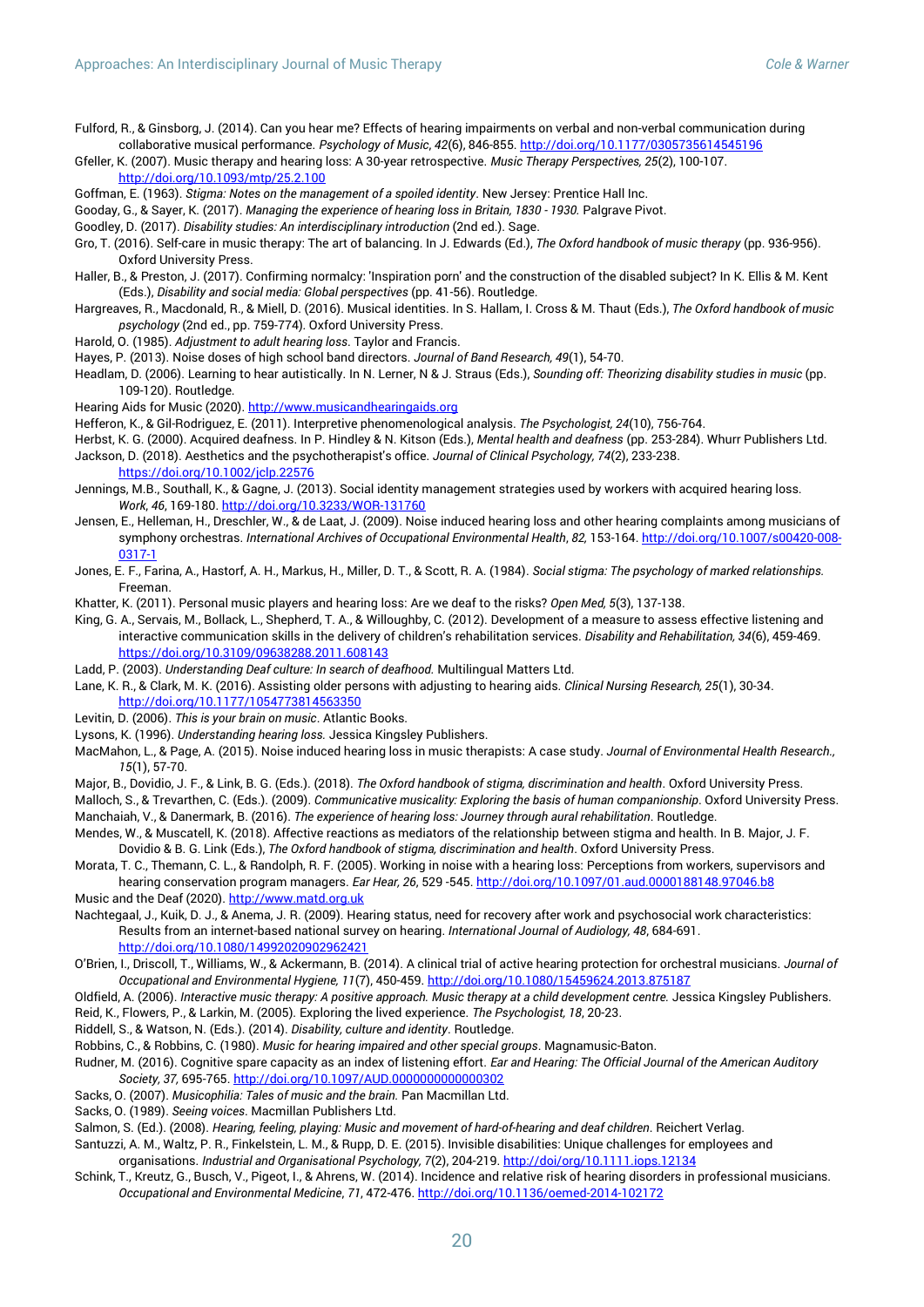Fulford, R., & Ginsborg, J. (2014). Can you hear me? Effects of hearing impairments on verbal and non-verbal communication during collaborative musical performance. *Psychology of Music*, *42*(6), 846-855. http://doi.org/10.1177/0305735614545196

Gfeller, K. (2007). Music therapy and hearing loss: A 30-year retrospective. *Music Therapy Perspectives, 25*(2), 100-107. http://doi.org/10.1093/mtp/25.2.100

Goffman, E. (1963). *Stigma: Notes on the management of a spoiled identity*. New Jersey: Prentice Hall Inc.

Gooday, G., & Sayer, K. (2017). *Managing the experience of hearing loss in Britain, 1830 - 1930.* Palgrave Pivot.

Goodley, D. (2017). *Disability studies: An interdisciplinary introduction* (2nd ed.). Sage.

Gro, T. (2016). Self-care in music therapy: The art of balancing. In J. Edwards (Ed.), *The Oxford handbook of music therapy* (pp. 936-956). Oxford University Press.

Haller, B., & Preston, J. (2017). Confirming normalcy: 'Inspiration porn' and the construction of the disabled subject? In K. Ellis & M. Kent (Eds.), *Disability and social media: Global perspectives* (pp. 41-56). Routledge.

Hargreaves, R., Macdonald, R., & Miell, D. (2016). Musical identities. In S. Hallam, I. Cross & M. Thaut (Eds.), *The Oxford handbook of music psychology* (2nd ed., pp. 759-774). Oxford University Press.

Harold, O. (1985). *Adjustment to adult hearing loss*. Taylor and Francis.

Hayes, P. (2013). Noise doses of high school band directors. *Journal of Band Research, 49*(1), 54-70.

Headlam, D. (2006). Learning to hear autistically. In N. Lerner, N & J. Straus (Eds.), *Sounding off: Theorizing disability studies in music* (pp. 109-120). Routledge.

Hearing Aids for Music (2020). http://www.musicandhearingaids.org

Hefferon, K., & Gil-Rodriguez, E. (2011). Interpretive phenomenological analysis. *The Psychologist, 24*(10), 756-764.

Herbst, K. G. (2000). Acquired deafness. In P. Hindley & N. Kitson (Eds.), *Mental health and deafness* (pp. 253-284). Whurr Publishers Ltd.

Jackson, D. (2018). Aesthetics and the psychotherapist's office. *Journal of Clinical Psychology, 74*(2), 233-238. https://doi.org/10.1002/jclp.22576

Jennings, M.B., Southall, K., & Gagne, J. (2013). Social identity management strategies used by workers with acquired hearing loss. *Work*, *46*, 169-180. http://doi.org/10.3233/WOR-131760

Jensen, E., Helleman, H., Dreschler, W., & de Laat, J. (2009). Noise induced hearing loss and other hearing complaints among musicians of symphony orchestras. *International Archives of Occupational Environmental Health*, *82,* 153-164. http://doi.org/10.1007/s00420-008-0317-1

Jones, E. F., Farina, A., Hastorf, A. H., Markus, H., Miller, D. T., & Scott, R. A. (1984). *Social stigma: The psychology of marked relationships.* Freeman.

Khatter, K. (2011). Personal music players and hearing loss: Are we deaf to the risks? *Open Med, 5*(3), 137-138.

King, G. A., Servais, M., Bollack, L., Shepherd, T. A., & Willoughby, C. (2012). Development of a measure to assess effective listening and interactive communication skills in the delivery of children's rehabilitation services. *Disability and Rehabilitation, 34*(6), 459-469. https://doi.org/10.3109/09638288.2011.608143

Ladd, P. (2003). *Understanding Deaf culture: In search of deafhood.* Multilingual Matters Ltd.

Lane, K. R., & Clark, M. K. (2016). Assisting older persons with adjusting to hearing aids. *Clinical Nursing Research, 25*(1), 30-34. http://doi.org/10.1177/1054773814563350

Levitin, D. (2006). *This is your brain on music*. Atlantic Books.

Lysons, K. (1996). *Understanding hearing loss.* Jessica Kingsley Publishers.

MacMahon, L., & Page, A. (2015). Noise induced hearing loss in music therapists: A case study. *Journal of Environmental Health Research., 15*(1), 57-70.

Major, B., Dovidio, J. F., & Link, B. G. (Eds.). (2018). *The Oxford handbook of stigma, discrimination and health*. Oxford University Press.

Malloch, S., & Trevarthen, C. (Eds.). (2009). *Communicative musicality: Exploring the basis of human companionship*. Oxford University Press.

Manchaiah, V., & Danermark, B. (2016). *The experience of hearing loss: Journey through aural rehabilitation*. Routledge.

Mendes, W., & Muscatell, K. (2018). Affective reactions as mediators of the relationship between stigma and health. In B. Major, J. F. Dovidio & B. G. Link (Eds.), *The Oxford handbook of stigma, discrimination and health*. Oxford University Press.

Morata, T. C., Themann, C. L., & Randolph, R. F. (2005). Working in noise with a hearing loss: Perceptions from workers, supervisors and hearing conservation program managers. *Ear Hear, 26*, 529 -545. http://doi.org/10.1097/01.aud.0000188148.97046.b8

Music and the Deaf (2020). http://www.matd.org.uk

Nachtegaal, J., Kuik, D. J., & Anema, J. R. (2009). Hearing status, need for recovery after work and psychosocial work characteristics: Results from an internet-based national survey on hearing. *International Journal of Audiology, 48*, 684-691. http://doi.org/10.1080/14992020902962421

O'Brien, I., Driscoll, T., Williams, W., & Ackermann, B. (2014). A clinical trial of active hearing protection for orchestral musicians. *Journal of Occupational and Environmental Hygiene, 11*(7), 450-459. http://doi.org/10.1080/15459624.2013.875187

Oldfield, A. (2006). *Interactive music therapy: A positive approach. Music therapy at a child development centre.* Jessica Kingsley Publishers.

Reid, K., Flowers, P., & Larkin, M. (2005). Exploring the lived experience. *The Psychologist, 18*, 20-23.

Riddell, S., & Watson, N. (Eds.). (2014). *Disability, culture and identity*. Routledge.

Robbins, C., & Robbins, C. (1980). *Music for hearing impaired and other special groups*. Magnamusic-Baton.

Rudner, M. (2016). Cognitive spare capacity as an index of listening effort. *Ear and Hearing: The Official Journal of the American Auditory Society, 37,* 695-765. http://doi.org/10.1097/AUD.0000000000000302

Sacks, O. (2007). *Musicophilia: Tales of music and the brain.* Pan Macmillan Ltd.

Sacks, O. (1989). *Seeing voices*. Macmillan Publishers Ltd.

Salmon, S. (Ed.). (2008). *Hearing, feeling, playing: Music and movement of hard-of-hearing and deaf children*. Reichert Verlag.

Santuzzi, A. M., Waltz, P. R., Finkelstein, L. M., & Rupp, D. E. (2015). Invisible disabilities: Unique challenges for employees and organisations. *Industrial and Organisational Psychology, 7*(2), 204-219. http://doi/org/10.1111.iops.12134

Schink, T., Kreutz, G., Busch, V., Pigeot, I., & Ahrens, W. (2014). Incidence and relative risk of hearing disorders in professional musicians. *Occupational and Environmental Medicine*, *71*, 472-476. http://doi.org/10.1136/oemed-2014-102172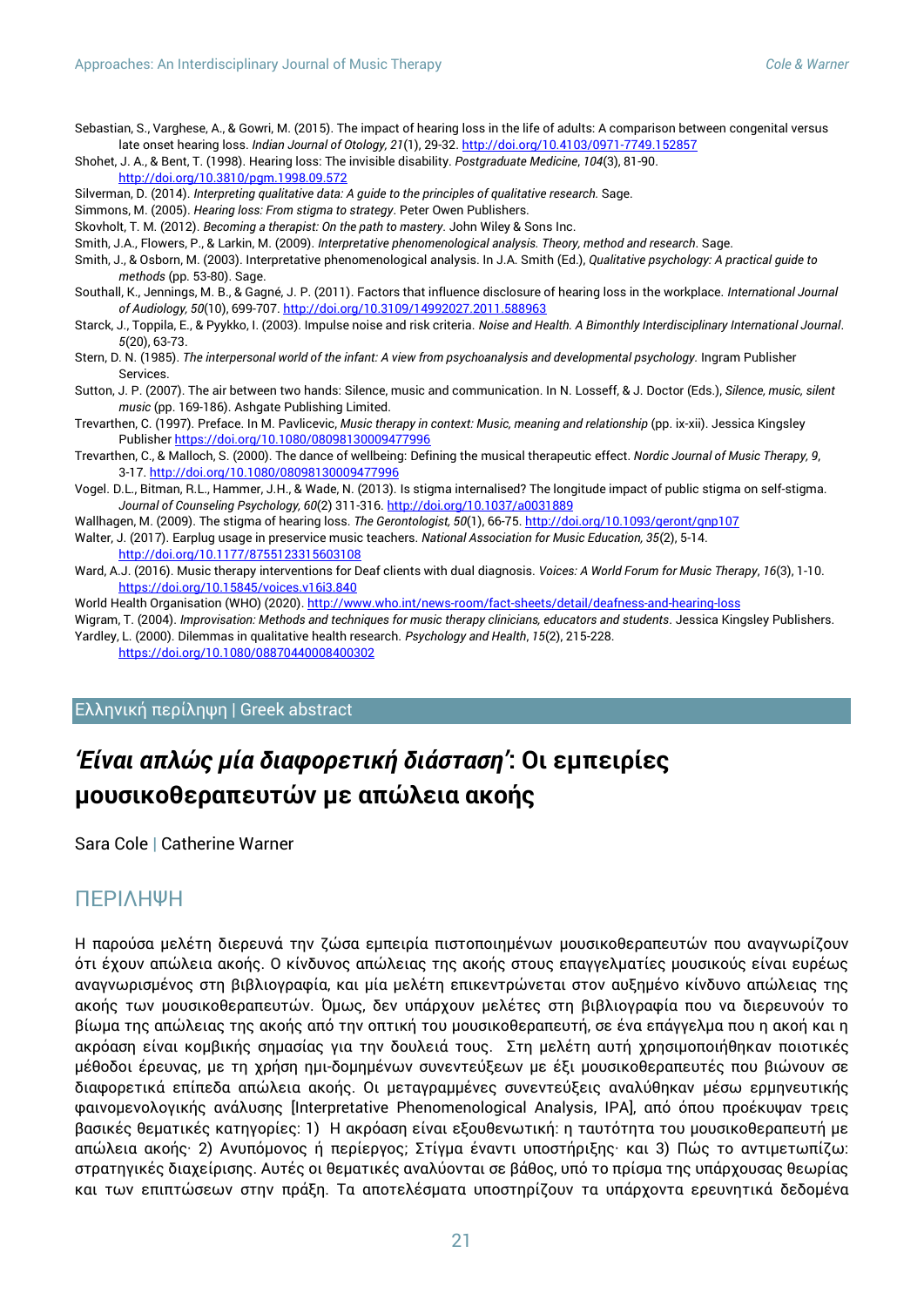Sebastian, S., Varghese, A., & Gowri, M. (2015). The impact of hearing loss in the life of adults: A comparison between congenital versus late onset hearing loss. *Indian Journal of Otology, 21*(1), 29-32. http://doi.org/10.4103/0971-7749.152857

Shohet, J. A., & Bent, T. (1998). Hearing loss: The invisible disability. *Postgraduate Medicine*, *104*(3), 81-90. http://doi.org/10.3810/pgm.1998.09.572

Silverman, D. (2014). *Interpreting qualitative data: A guide to the principles of qualitative research.* Sage.

Simmons, M. (2005). *Hearing loss: From stigma to strategy*. Peter Owen Publishers.

Skovholt, T. M. (2012). *Becoming a therapist: On the path to mastery.* John Wiley & Sons Inc.

Smith, J.A., Flowers, P., & Larkin, M. (2009). *Interpretative phenomenological analysis. Theory, method and research*. Sage.

Smith, J., & Osborn, M. (2003). Interpretative phenomenological analysis. In J.A. Smith (Ed.), *Qualitative psychology: A practical guide to methods* (pp. 53-80). Sage.

Southall, K., Jennings, M. B., & Gagné, J. P. (2011). Factors that influence disclosure of hearing loss in the workplace. *International Journal of Audiology, 50*(10), 699-707. http://doi.org/10.3109/14992027.2011.588963

Starck, J., Toppila, E., & Pyykko, I. (2003). Impulse noise and risk criteria. *Noise and Health. A Bimonthly Interdisciplinary International Journal*. *5*(20), 63-73.

Stern, D. N. (1985). *The interpersonal world of the infant: A view from psychoanalysis and developmental psychology.* Ingram Publisher Services.

Sutton, J. P. (2007). The air between two hands: Silence, music and communication. In N. Losseff, & J. Doctor (Eds.), *Silence, music, silent music* (pp. 169-186). Ashgate Publishing Limited.

Trevarthen, C. (1997). Preface. In M. Pavlicevic, *Music therapy in context: Music, meaning and relationship* (pp. ix-xii). Jessica Kingsley Publisher https://doi.org/10.1080/08098130009477996

Trevarthen, C., & Malloch, S. (2000). The dance of wellbeing: Defining the musical therapeutic effect. *Nordic Journal of Music Therapy, 9*, 3-17. http://doi.org/10.1080/08098130009477996

Vogel. D.L., Bitman, R.L., Hammer, J.H., & Wade, N. (2013). Is stigma internalised? The longitude impact of public stigma on self-stigma. *Journal of Counseling Psychology, 60*(2) 311-316. http://doi.org/10.1037/a0031889

Wallhagen, M. (2009). The stigma of hearing loss. *The Gerontologist, 50*(1), 66-75. http://doi.org/10.1093/geront/gnp107

Walter, J. (2017). Earplug usage in preservice music teachers. *National Association for Music Education, 35*(2), 5-14. http://doi.org/10.1177/8755123315603108

Ward, A.J. (2016). Music therapy interventions for Deaf clients with dual diagnosis. *Voices: A World Forum for Music Therapy*, *16*(3), 1-10. https://doi.org/10.15845/voices.v16i3.840

World Health Organisation (WHO) (2020). http://www.who.int/news-room/fact-sheets/detail/deafness-and-hearing-loss

Wigram, T. (2004). *Improvisation: Methods and techniques for music therapy clinicians, educators and students*. Jessica Kingsley Publishers.

Yardley, L. (2000). Dilemmas in qualitative health research. *Psychology and Health*, *15*(2), 215-228. https://doi.org/10.1080/08870440008400302

## Ελληνική περίληψη | Greek abstract

# *'Είναι απλώς μία διαφορετική διάσταση'*: Οι εμπειρίες μουσικοθεραπευτών με απώλεια ακοής

Sara Cole | Catherine Warner

## ΠΕΡΙΛΗΨΗ

Η παρούσα μελέτη διερευνά την ζώσα εμπειρία πιστοποιημένων μουσικοθεραπευτών που αναγνωρίζουν ότι έχουν απώλεια ακοής. Ο κίνδυνος απώλειας της ακοής στους επαγγελματίες μουσικούς είναι ευρέως αναγνωρισμένος στη βιβλιογραφία, και μία μελέτη επικεντρώνεται στον αυξημένο κίνδυνο απώλειας της ακοής των μουσικοθεραπευτών. Όμως, δεν υπάρχουν μελέτες στη βιβλιογραφία που να διερευνούν το βίωμα της απώλειας της ακοής από την οπτική του μουσικοθεραπευτή, σε ένα επάγγελμα που η ακοή και η ακρόαση είναι κομβικής σημασίας για την δουλειά τους. Στη μελέτη αυτή χρησιμοποιήθηκαν ποιοτικές μέθοδοι έρευνας, με τη χρήση ημι-δομημένων συνεντεύξεων με έξι μουσικοθεραπευτές που βιώνουν σε διαφορετικά επίπεδα απώλεια ακοής. Οι μεταγραμμένες συνεντεύξεις αναλύθηκαν μέσω ερμηνευτικής φαινομενολογικής ανάλυσης [Interpretative Phenomenological Analysis, IPA], από όπου προέκυψαν τρεις βασικές θεματικές κατηγορίες: 1) Η ακρόαση είναι εξουθενωτική: η ταυτότητα του μουσικοθεραπευτή με απώλεια ακοής· 2) Ανυπόμονος ή περίεργος; Στίγμα έναντι υποστήριξης· και 3) Πώς το αντιμετωπίζω: στρατηγικές διαχείρισης. Αυτές οι θεματικές αναλύονται σε βάθος, υπό το πρίσμα της υπάρχουσας θεωρίας και των επιπτώσεων στην πράξη. Τα αποτελέσματα υποστηρίζουν τα υπάρχοντα ερευνητικά δεδομένα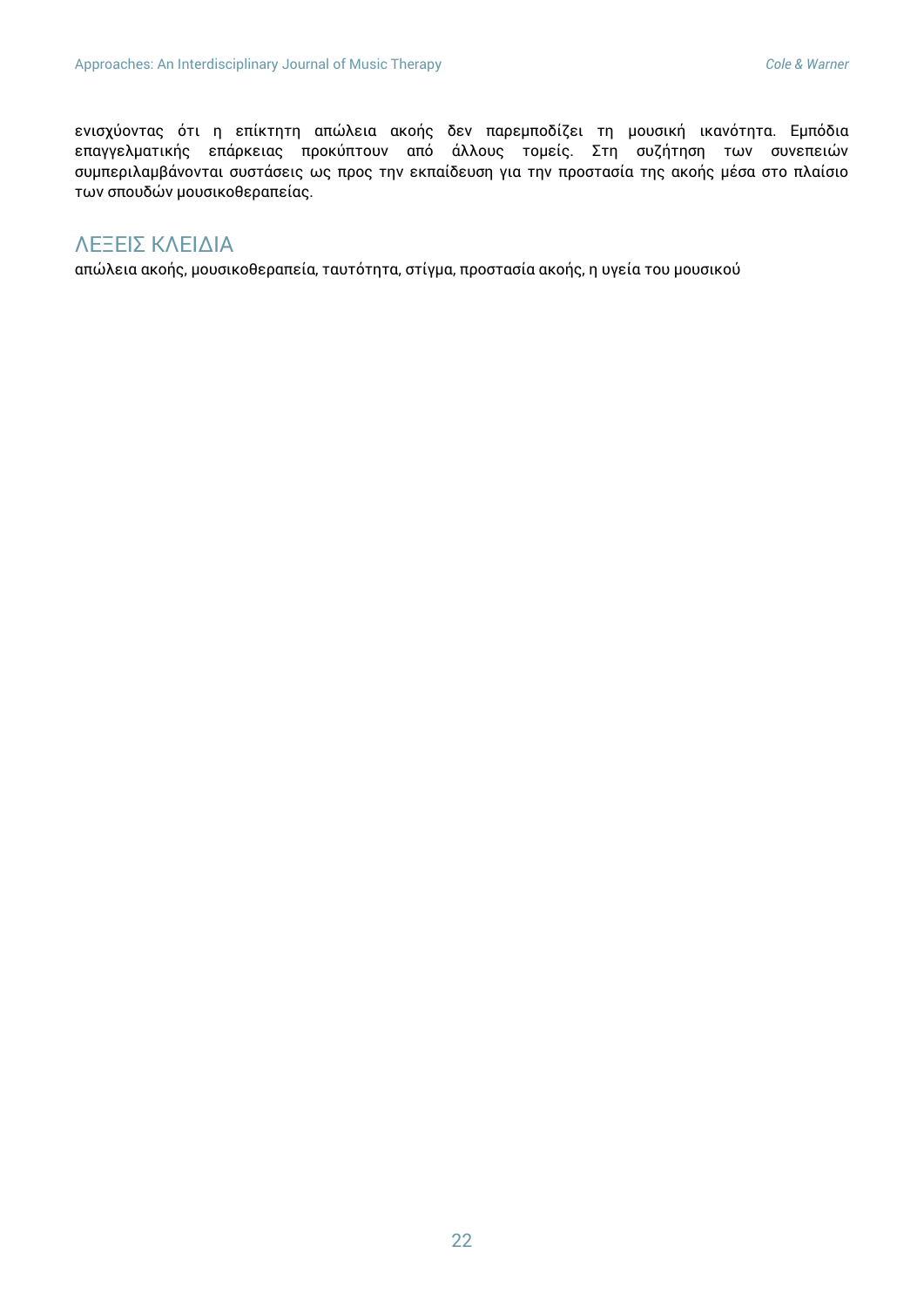ενισχύοντας ότι η επίκτητη απώλεια ακοής δεν παρεμποδίζει τη μουσική ικανότητα. Εμπόδια επαγγελματικής επάρκειας προκύπτουν από άλλους τομείς. Στη συζήτηση των συνεπειών συμπεριλαμβάνονται συστάσεις ως προς την εκπαίδευση για την προστασία της ακοής μέσα στο πλαίσιο των σπουδών μουσικοθεραπείας.

## ΛΕΞΕΙΣ ΚΛΕΙΔΙΑ

απώλεια ακοής, μουσικοθεραπεία, ταυτότητα, στίγμα, προστασία ακοής, η υγεία του μουσικού